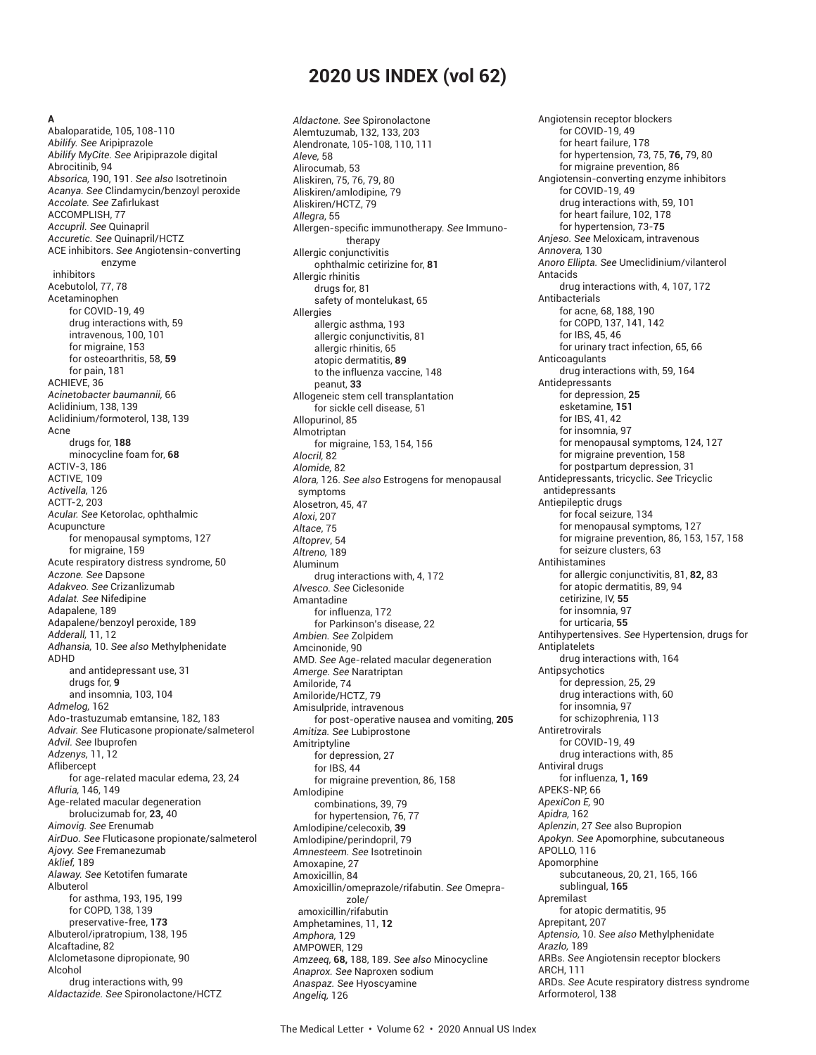# 2020 US INDEX (vol 62)

**A**

Abaloparatide, 105, 108-110
*Abilify. See* Aripiprazole
*Abilify MyCite. See* Aripiprazole digital
Abrocitinib, 94
*Absorica,* 190, 191. *See also* Isotretinoin
*Acanya. See* Clindamycin/benzoyl peroxide
*Accolate. See* Zafirlukast
ACCOMPLISH, 77
*Accupril. See* Quinapril
*Accuretic. See* Quinapril/HCTZ
ACE inhibitors. *See* Angiotensin-converting enzyme inhibitors
Acebutolol, 77, 78
Acetaminophen
- for COVID-19, 49
- drug interactions with, 59
- intravenous, 100, 101
- for migraine, 153
- for osteoarthritis, 58, **59**
- for pain, 181

ACHIEVE, 36
*Acinetobacter baumannii,* 66
Aclidinium, 138, 139
Aclidinium/formoterol, 138, 139
Acne
- drugs for, **188**
- minocycline foam for, **68**

ACTIV-3, 186
ACTIVE, 109
*Activella,* 126
ACTT-2, 203
*Acular. See* Ketorolac, ophthalmic
Acupuncture
- for menopausal symptoms, 127
- for migraine, 159

Acute respiratory distress syndrome, 50
*Aczone. See* Dapsone
*Adakveo. See* Crizanlizumab
*Adalat. See* Nifedipine
Adapalene, 189
Adapalene/benzoyl peroxide, 189
*Adderall,* 11, 12
*Adhansia,* 10. *See also* Methylphenidate
ADHD
- and antidepressant use, 31
- drugs for, **9**
- and insomnia, 103, 104

*Admelog,* 162
Ado-trastuzumab emtansine, 182, 183
*Advair. See* Fluticasone propionate/salmeterol
*Advil. See* Ibuprofen
*Adzenys,* 11, 12
Aflibercept
- for age-related macular edema, 23, 24

*Afluria,* 146, 149
Age-related macular degeneration
- brolucizumab for, **23,** 40

*Aimovig. See* Erenumab
*AirDuo. See* Fluticasone propionate/salmeterol
*Ajovy. See* Fremanezumab
*Aklief,* 189
*Alaway. See* Ketotifen fumarate
Albuterol
- for asthma, 193, 195, 199
- for COPD, 138, 139
- preservative-free, **173**

Albuterol/ipratropium, 138, 195
Alcaftadine, 82
Alclometasone dipropionate, 90
Alcohol
- drug interactions with, 99

*Aldactazide. See* Spironolactone/HCTZ
*Aldactone. See* Spironolactone
Alemtuzumab, 132, 133, 203
Alendronate, 105-108, 110, 111
*Aleve,* 58
Alirocumab, 53
Aliskiren, 75, 76, 79, 80
Aliskiren/amlodipine, 79
Aliskiren/HCTZ, 79
*Allegra*, 55
Allergen-specific immunotherapy. *See* Immunotherapy
Allergic conjunctivitis
- ophthalmic cetirizine for, **81**

Allergic rhinitis
- drugs for, 81
- safety of montelukast, 65

Allergies
- allergic asthma, 193
- allergic conjunctivitis, 81
- allergic rhinitis, 65
- atopic dermatitis, **89**
- to the influenza vaccine, 148
- peanut, **33**

Allogeneic stem cell transplantation
- for sickle cell disease, 51

Allopurinol, 85
Almotriptan
- for migraine, 153, 154, 156

*Alocril,* 82
*Alomide,* 82
*Alora,* 126. *See also* Estrogens for menopausal symptoms
Alosetron, 45, 47
*Aloxi*, 207
*Altace*, 75
*Altoprev*, 54
*Altreno,* 189
Aluminum
- drug interactions with, 4, 172

*Alvesco. See* Ciclesonide
Amantadine
- for influenza, 172
- for Parkinson's disease, 22

*Ambien. See* Zolpidem
Amcinonide, 90
AMD. *See* Age-related macular degeneration
*Amerge. See* Naratriptan
Amiloride, 74
Amiloride/HCTZ, 79
Amisulpride, intravenous
- for post-operative nausea and vomiting, **205**

*Amitiza. See* Lubiprostone
Amitriptyline
- for depression, 27
- for IBS, 44
- for migraine prevention, 86, 158

Amlodipine
- combinations, 39, 79
- for hypertension, 76, 77

Amlodipine/celecoxib, **39**
Amlodipine/perindopril, 79
*Amnesteem. See* Isotretinoin
Amoxapine, 27
Amoxicillin, 84
Amoxicillin/omeprazole/rifabutin. *See* Omeprazole/amoxicillin/rifabutin
Amphetamines, 11, **12**
*Amphora,* 129
AMPOWER, 129
*Amzeeq,* **68,** 188, 189. *See also* Minocycline
*Anaprox. See* Naproxen sodium
*Anaspaz. See* Hyoscyamine
*Angeliq,* 126
Angiotensin receptor blockers
- for COVID-19, 49
- for heart failure, 178
- for hypertension, 73, 75, **76,** 79, 80
- for migraine prevention, 86

Angiotensin-converting enzyme inhibitors
- for COVID-19, 49
- drug interactions with, 59, 101
- for heart failure, 102, 178
- for hypertension, 73-**75**

*Anjeso. See* Meloxicam, intravenous
*Annovera,* 130
*Anoro Ellipta. See* Umeclidinium/vilanterol
Antacids
- drug interactions with, 4, 107, 172

Antibacterials
- for acne, 68, 188, 190
- for COPD, 137, 141, 142
- for IBS, 45, 46
- for urinary tract infection, 65, 66

Anticoagulants
- drug interactions with, 59, 164

Antidepressants
- for depression, **25**
- esketamine, **151**
- for IBS, 41, 42
- for insomnia, 97
- for menopausal symptoms, 124, 127
- for migraine prevention, 158
- for postpartum depression, 31

Antidepressants, tricyclic. *See* Tricyclic antidepressants
Antiepileptic drugs
- for focal seizure, 134
- for menopausal symptoms, 127
- for migraine prevention, 86, 153, 157, 158
- for seizure clusters, 63

Antihistamines
- for allergic conjunctivitis, 81, **82,** 83
- for atopic dermatitis, 89, 94
- cetirizine, IV, **55**
- for insomnia, 97
- for urticaria, **55**

Antihypertensives. *See* Hypertension, drugs for
Antiplatelets
- drug interactions with, 164

Antipsychotics
- for depression, 25, 29
- drug interactions with, 60
- for insomnia, 97
- for schizophrenia, 113

Antiretrovirals
- for COVID-19, 49
- drug interactions with, 85

Antiviral drugs
- for influenza, **1, 169**

APEKS-NP, 66
*ApexiCon E,* 90
*Apidra,* 162
*Aplenzin*, 27 *See* also Bupropion
*Apokyn. See* Apomorphine, subcutaneous
APOLLO, 116
Apomorphine
- subcutaneous, 20, 21, 165, 166
- sublingual, **165**

Apremilast
- for atopic dermatitis, 95

Aprepitant, 207
*Aptensio,* 10. *See also* Methylphenidate
*Arazlo,* 189
ARBs. *See* Angiotensin receptor blockers
ARCH, 111
ARDs. *See* Acute respiratory distress syndrome
Arformoterol, 138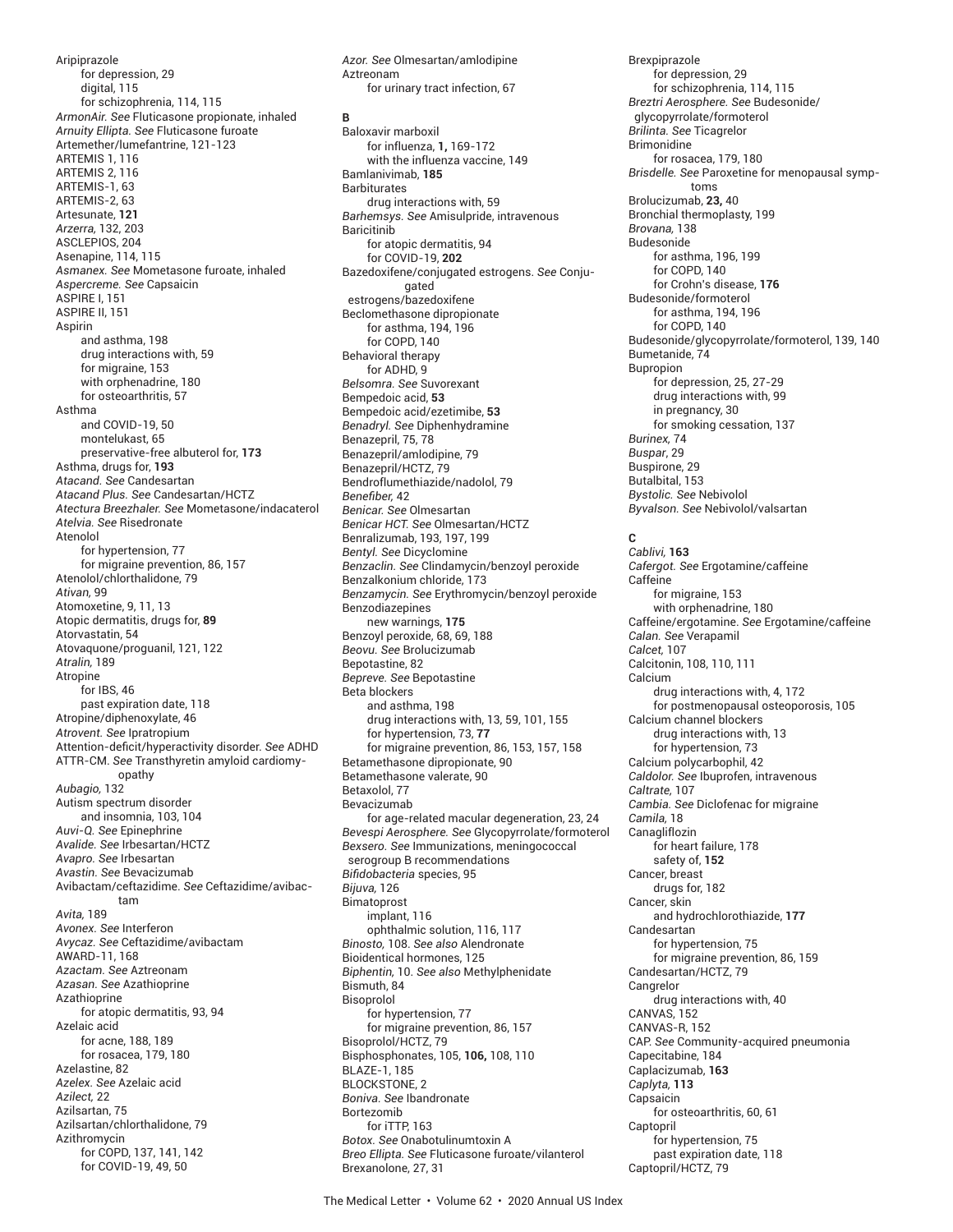Aripiprazole
- for depression, 29
- digital, 115
- for schizophrenia, 114, 115

*ArmonAir. See* Fluticasone propionate, inhaled
*Arnuity Ellipta. See* Fluticasone furoate
Artemether/lumefantrine, 121-123
ARTEMIS 1, 116
ARTEMIS 2, 116
ARTEMIS-1, 63
ARTEMIS-2, 63
Artesunate, **121**
*Arzerra,* 132, 203
ASCLEPIOS, 204
Asenapine, 114, 115
*Asmanex. See* Mometasone furoate, inhaled
*Aspercreme. See* Capsaicin
ASPIRE I, 151
ASPIRE II, 151
Aspirin
- and asthma, 198
- drug interactions with, 59
- for migraine, 153
- with orphenadrine, 180
- for osteoarthritis, 57

Asthma
- and COVID-19, 50
- montelukast, 65
- preservative-free albuterol for, **173**

Asthma, drugs for, **193**
*Atacand. See* Candesartan
*Atacand Plus. See* Candesartan/HCTZ
*Atectura Breezhaler. See* Mometasone/indacaterol
*Atelvia. See* Risedronate
Atenolol
- for hypertension, 77
- for migraine prevention, 86, 157

Atenolol/chlorthalidone, 79
*Ativan,* 99
Atomoxetine, 9, 11, 13
Atopic dermatitis, drugs for, **89**
Atorvastatin, 54
Atovaquone/proguanil, 121, 122
*Atralin,* 189
Atropine
- for IBS, 46
- past expiration date, 118

Atropine/diphenoxylate, 46
*Atrovent. See* Ipratropium
Attention-deficit/hyperactivity disorder. *See* ADHD
ATTR-CM. *See* Transthyretin amyloid cardiomyopathy
*Aubagio,* 132
Autism spectrum disorder
- and insomnia, 103, 104

*Auvi-Q. See* Epinephrine
*Avalide. See* Irbesartan/HCTZ
*Avapro. See* Irbesartan
*Avastin. See* Bevacizumab
Avibactam/ceftazidime. *See* Ceftazidime/avibactam
*Avita,* 189
*Avonex. See* Interferon
*Avycaz. See* Ceftazidime/avibactam
AWARD-11, 168
*Azactam. See* Aztreonam
*Azasan. See* Azathioprine
Azathioprine
- for atopic dermatitis, 93, 94

Azelaic acid
- for acne, 188, 189
- for rosacea, 179, 180

Azelastine, 82
*Azelex. See* Azelaic acid
*Azilect,* 22
Azilsartan, 75
Azilsartan/chlorthalidone, 79
Azithromycin
- for COPD, 137, 141, 142
- for COVID-19, 49, 50

*Azor. See* Olmesartan/amlodipine
Aztreonam
- for urinary tract infection, 67

**B**

Baloxavir marboxil
- for influenza, **1,** 169-172
- with the influenza vaccine, 149

Bamlanivimab, **185**
Barbiturates
- drug interactions with, 59

*Barhemsys. See* Amisulpride, intravenous
Baricitinib
- for atopic dermatitis, 94
- for COVID-19, **202**

Bazedoxifene/conjugated estrogens. *See* Conjugated estrogens/bazedoxifene
Beclomethasone dipropionate
- for asthma, 194, 196
- for COPD, 140

Behavioral therapy
- for ADHD, 9

*Belsomra. See* Suvorexant
Bempedoic acid, **53**
Bempedoic acid/ezetimibe, **53**
*Benadryl. See* Diphenhydramine
Benazepril, 75, 78
Benazepril/amlodipine, 79
Benazepril/HCTZ, 79
Bendroflumethiazide/nadolol, 79
*Benefiber,* 42
*Benicar. See* Olmesartan
*Benicar HCT. See* Olmesartan/HCTZ
Benralizumab, 193, 197, 199
*Bentyl. See* Dicyclomine
*Benzaclin. See* Clindamycin/benzoyl peroxide
Benzalkonium chloride, 173
*Benzamycin. See* Erythromycin/benzoyl peroxide
Benzodiazepines
- new warnings, **175**

Benzoyl peroxide, 68, 69, 188
*Beovu. See* Brolucizumab
Bepotastine, 82
*Bepreve. See* Bepotastine
Beta blockers
- and asthma, 198
- drug interactions with, 13, 59, 101, 155
- for hypertension, 73, **77**
- for migraine prevention, 86, 153, 157, 158

Betamethasone dipropionate, 90
Betamethasone valerate, 90
Betaxolol, 77
Bevacizumab
- for age-related macular degeneration, 23, 24

*Bevespi Aerosphere. See* Glycopyrrolate/formoterol
*Bexsero. See* Immunizations, meningococcal serogroup B recommendations
*Bifidobacteria* species, 95
*Bijuva,* 126
Bimatoprost
- implant, 116
- ophthalmic solution, 116, 117

*Binosto,* 108. *See also* Alendronate
Bioidentical hormones, 125
*Biphentin,* 10. *See also* Methylphenidate
Bismuth, 84
Bisoprolol
- for hypertension, 77
- for migraine prevention, 86, 157

Bisoprolol/HCTZ, 79
Bisphosphonates, 105, **106,** 108, 110
BLAZE-1, 185
BLOCKSTONE, 2
*Boniva. See* Ibandronate
Bortezomib
- for iTTP, 163

*Botox. See* Onabotulinumtoxin A
*Breo Ellipta. See* Fluticasone furoate/vilanterol
Brexanolone, 27, 31
Brexpiprazole
- for depression, 29
- for schizophrenia, 114, 115

*Breztri Aerosphere. See* Budesonide/glycopyrrolate/formoterol
*Brilinta. See* Ticagrelor
Brimonidine
- for rosacea, 179, 180

*Brisdelle. See* Paroxetine for menopausal symptoms
Brolucizumab, **23,** 40
Bronchial thermoplasty, 199
*Brovana,* 138
Budesonide
- for asthma, 196, 199
- for COPD, 140
- for Crohn's disease, **176**

Budesonide/formoterol
- for asthma, 194, 196
- for COPD, 140

Budesonide/glycopyrrolate/formoterol, 139, 140
Bumetanide, 74
Bupropion
- for depression, 25, 27-29
- drug interactions with, 99
- in pregnancy, 30
- for smoking cessation, 137

*Burinex,* 74
*Buspar,* 29
Buspirone, 29
Butalbital, 153
*Bystolic. See* Nebivolol
*Byvalson. See* Nebivolol/valsartan

**C**

*Cablivi,* **163**
*Cafergot. See* Ergotamine/caffeine
Caffeine
- for migraine, 153
- with orphenadrine, 180

Caffeine/ergotamine. *See* Ergotamine/caffeine
*Calan. See* Verapamil
*Calcet,* 107
Calcitonin, 108, 110, 111
Calcium
- drug interactions with, 4, 172
- for postmenopausal osteoporosis, 105

Calcium channel blockers
- drug interactions with, 13
- for hypertension, 73

Calcium polycarbophil, 42
*Caldolor. See* Ibuprofen, intravenous
*Caltrate,* 107
*Cambia. See* Diclofenac for migraine
*Camila,* 18
Canagliflozin
- for heart failure, 178
- safety of, **152**

Cancer, breast
- drugs for, 182

Cancer, skin
- and hydrochlorothiazide, **177**

Candesartan
- for hypertension, 75
- for migraine prevention, 86, 159

Candesartan/HCTZ, 79
Cangrelor
- drug interactions with, 40

CANVAS, 152
CANVAS-R, 152
CAP. *See* Community-acquired pneumonia
Capecitabine, 184
Caplacizumab, **163**
*Caplyta,* **113**
Capsaicin
- for osteoarthritis, 60, 61

Captopril
- for hypertension, 75
- past expiration date, 118

Captopril/HCTZ, 79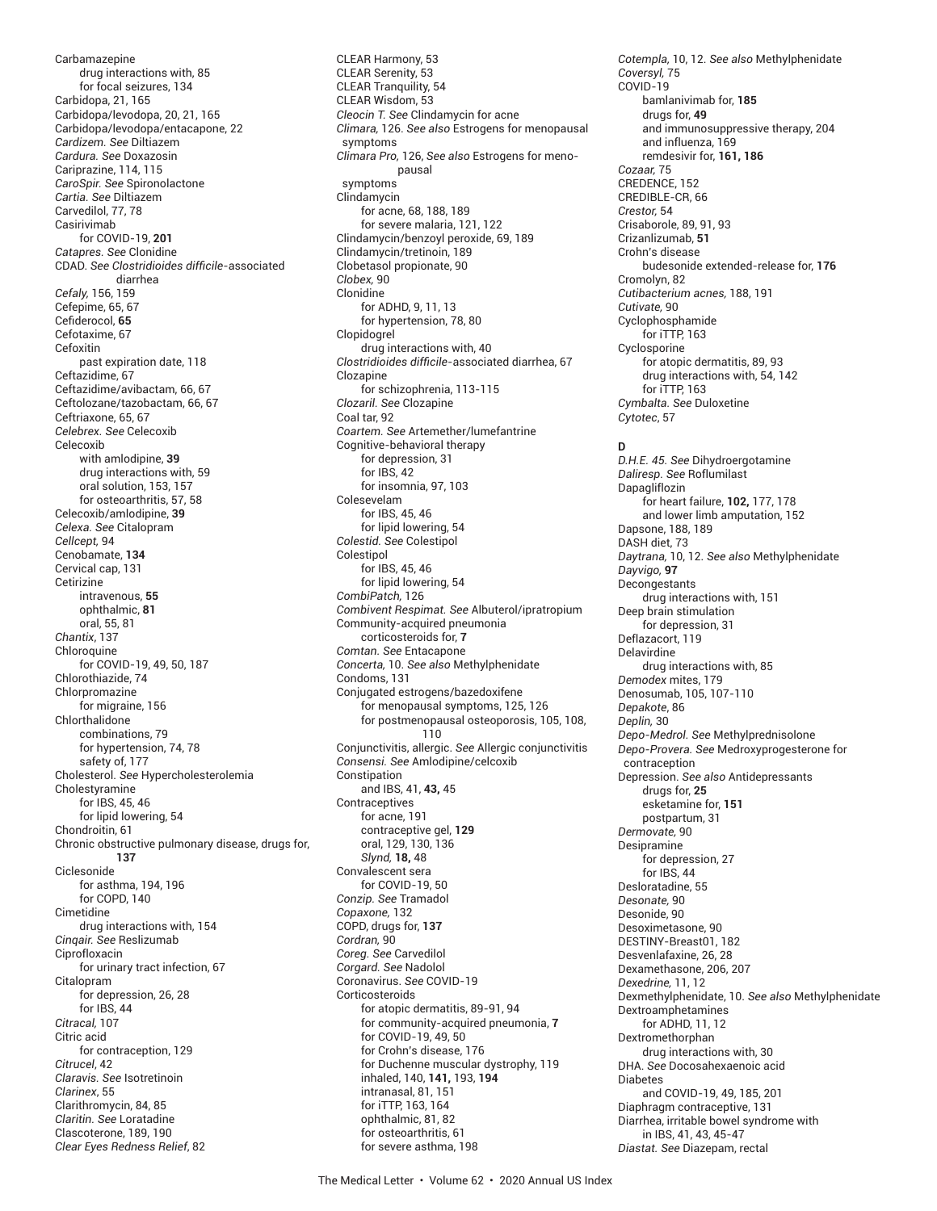Carbamazepine
- drug interactions with, 85
- for focal seizures, 134

Carbidopa, 21, 165
Carbidopa/levodopa, 20, 21, 165
Carbidopa/levodopa/entacapone, 22
*Cardizem. See* Diltiazem
*Cardura. See* Doxazosin
Cariprazine, 114, 115
*CaroSpir. See* Spironolactone
*Cartia. See* Diltiazem
Carvedilol, 77, 78
Casirivimab
- for COVID-19, **201**

*Catapres. See* Clonidine
CDAD. *See Clostridioides difficile*-associated diarrhea
*Cefaly,* 156, 159
Cefepime, 65, 67
Cefiderocol, **65**
Cefotaxime, 67
Cefoxitin
- past expiration date, 118

Ceftazidime, 67
Ceftazidime/avibactam, 66, 67
Ceftolozane/tazobactam, 66, 67
Ceftriaxone, 65, 67
*Celebrex. See* Celecoxib
Celecoxib
- with amlodipine, **39**
- drug interactions with, 59
- oral solution, 153, 157
- for osteoarthritis, 57, 58

Celecoxib/amlodipine, **39**
*Celexa. See* Citalopram
*Cellcept,* 94
Cenobamate, **134**
Cervical cap, 131
Cetirizine
- intravenous, **55**
- ophthalmic, **81**
- oral, 55, 81

*Chantix*, 137
Chloroquine
- for COVID-19, 49, 50, 187

Chlorothiazide, 74
Chlorpromazine
- for migraine, 156

Chlorthalidone
- combinations, 79
- for hypertension, 74, 78
- safety of, 177

Cholesterol. *See* Hypercholesterolemia
Cholestyramine
- for IBS, 45, 46
- for lipid lowering, 54

Chondroitin, 61
Chronic obstructive pulmonary disease, drugs for, **137**
Ciclesonide
- for asthma, 194, 196
- for COPD, 140

Cimetidine
- drug interactions with, 154

*Cinqair. See* Reslizumab
Ciprofloxacin
- for urinary tract infection, 67

Citalopram
- for depression, 26, 28
- for IBS, 44

*Citracal,* 107
Citric acid
- for contraception, 129

*Citrucel*, 42
*Claravis. See* Isotretinoin
*Clarinex*, 55
Clarithromycin, 84, 85
*Claritin. See* Loratadine
Clascoterone, 189, 190
*Clear Eyes Redness Relief*, 82
CLEAR Harmony, 53
CLEAR Serenity, 53
CLEAR Tranquility, 54
CLEAR Wisdom, 53
*Cleocin T. See* Clindamycin for acne
*Climara,* 126. *See also* Estrogens for menopausal symptoms
*Climara Pro,* 126, *See also* Estrogens for menopausal symptoms
Clindamycin
- for acne, 68, 188, 189
- for severe malaria, 121, 122

Clindamycin/benzoyl peroxide, 69, 189
Clindamycin/tretinoin, 189
Clobetasol propionate, 90
*Clobex,* 90
Clonidine
- for ADHD, 9, 11, 13
- for hypertension, 78, 80

Clopidogrel
- drug interactions with, 40

*Clostridioides difficile*-associated diarrhea, 67
Clozapine
- for schizophrenia, 113-115

*Clozaril. See* Clozapine
Coal tar, 92
*Coartem. See* Artemether/lumefantrine
Cognitive-behavioral therapy
- for depression, 31
- for IBS, 42
- for insomnia, 97, 103

Colesevelam
- for IBS, 45, 46
- for lipid lowering, 54

*Colestid. See* Colestipol
Colestipol
- for IBS, 45, 46
- for lipid lowering, 54

*CombiPatch,* 126
*Combivent Respimat. See* Albuterol/ipratropium
Community-acquired pneumonia
- corticosteroids for, **7**

*Comtan. See* Entacapone
*Concerta,* 10. *See also* Methylphenidate
Condoms, 131
Conjugated estrogens/bazedoxifene
- for menopausal symptoms, 125, 126
- for postmenopausal osteoporosis, 105, 108, 110

Conjunctivitis, allergic. *See* Allergic conjunctivitis
*Consensi. See* Amlodipine/celcoxib
Constipation
- and IBS, 41, **43,** 45

Contraceptives
- for acne, 191
- contraceptive gel, **129**
- oral, 129, 130, 136
- *Slynd,* **18,** 48

Convalescent sera
- for COVID-19, 50

*Conzip. See* Tramadol
*Copaxone,* 132
COPD, drugs for, **137**
*Cordran,* 90
*Coreg. See* Carvedilol
*Corgard. See* Nadolol
Coronavirus. *See* COVID-19
Corticosteroids
- for atopic dermatitis, 89-91, 94
- for community-acquired pneumonia, **7**
- for COVID-19, 49, 50
- for Crohn's disease, 176
- for Duchenne muscular dystrophy, 119
- inhaled, 140, **141,** 193, **194**
- intranasal, 81, 151
- for iTTP, 163, 164
- ophthalmic, 81, 82
- for osteoarthritis, 61
- for severe asthma, 198

*Cotempla,* 10, 12. *See also* Methylphenidate
*Coversyl,* 75
COVID-19
- bamlanivimab for, **185**
- drugs for, **49**
- and immunosuppressive therapy, 204
- and influenza, 169
- remdesivir for, **161, 186**

*Cozaar,* 75
CREDENCE, 152
CREDIBLE-CR, 66
*Crestor,* 54
Crisaborole, 89, 91, 93
Crizanlizumab, **51**
Crohn's disease
- budesonide extended-release for, **176**

Cromolyn, 82
*Cutibacterium acnes,* 188, 191
*Cutivate,* 90
Cyclophosphamide
- for iTTP, 163

Cyclosporine
- for atopic dermatitis, 89, 93
- drug interactions with, 54, 142
- for iTTP, 163

*Cymbalta. See* Duloxetine
*Cytotec*, 57

**D**

*D.H.E. 45. See* Dihydroergotamine
*Daliresp. See* Roflumilast
Dapagliflozin
- for heart failure, **102,** 177, 178
- and lower limb amputation, 152

Dapsone, 188, 189
DASH diet, 73
*Daytrana,* 10, 12. *See also* Methylphenidate
*Dayvigo,* **97**
Decongestants
- drug interactions with, 151

Deep brain stimulation
- for depression, 31

Deflazacort, 119
Delavirdine
- drug interactions with, 85

*Demodex* mites, 179
Denosumab, 105, 107-110
*Depakote*, 86
*Deplin,* 30
*Depo-Medrol. See* Methylprednisolone
*Depo-Provera. See* Medroxyprogesterone for contraception
Depression. *See also* Antidepressants
- drugs for, **25**
- esketamine for, **151**
- postpartum, 31

*Dermovate,* 90
Desipramine
- for depression, 27
- for IBS, 44

Desloratadine, 55
*Desonate,* 90
Desonide, 90
Desoximetasone, 90
DESTINY-Breast01, 182
Desvenlafaxine, 26, 28
Dexamethasone, 206, 207
*Dexedrine,* 11, 12
Dexmethylphenidate, 10. *See also* Methylphenidate
Dextroamphetamines
- for ADHD, 11, 12

Dextromethorphan
- drug interactions with, 30

DHA. *See* Docosahexaenoic acid
Diabetes
- and COVID-19, 49, 185, 201

Diaphragm contraceptive, 131
Diarrhea, irritable bowel syndrome with
- in IBS, 41, 43, 45-47

*Diastat. See* Diazepam, rectal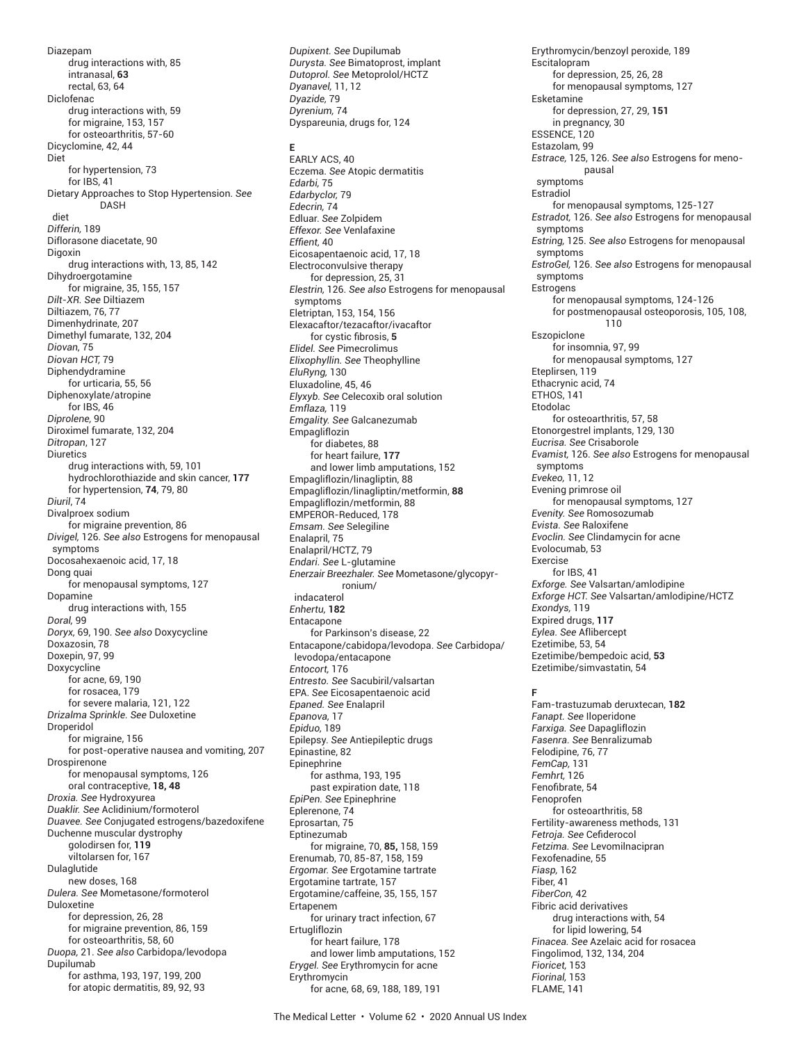Diazepam
- drug interactions with, 85
- intranasal, **63**
- rectal, 63, 64

Diclofenac
- drug interactions with, 59
- for migraine, 153, 157
- for osteoarthritis, 57-60

Dicyclomine, 42, 44

Diet
- for hypertension, 73
- for IBS, 41

Dietary Approaches to Stop Hypertension. *See* DASH diet

*Differin,* 189

Diflorasone diacetate, 90

Digoxin
- drug interactions with, 13, 85, 142

Dihydroergotamine
- for migraine, 35, 155, 157

*Dilt-XR. See* Diltiazem

Diltiazem, 76, 77

Dimenhydrinate, 207

Dimethyl fumarate, 132, 204

*Diovan,* 75

*Diovan HCT,* 79

Diphendydramine
- for urticaria, 55, 56

Diphenoxylate/atropine
- for IBS, 46

*Diprolene,* 90

Diroximel fumarate, 132, 204

*Ditropan*, 127

Diuretics
- drug interactions with, 59, 101
- hydrochlorothiazide and skin cancer, **177**
- for hypertension, **74**, 79, 80

*Diuril*, 74

Divalproex sodium
- for migraine prevention, 86

*Divigel,* 126. *See also* Estrogens for menopausal symptoms

Docosahexaenoic acid, 17, 18

Dong quai
- for menopausal symptoms, 127

Dopamine
- drug interactions with, 155

*Doral,* 99

*Doryx,* 69, 190. *See also* Doxycycline

Doxazosin, 78

Doxepin, 97, 99

Doxycycline
- for acne, 69, 190
- for rosacea, 179
- for severe malaria, 121, 122

*Drizalma Sprinkle. See* Duloxetine

Droperidol
- for migraine, 156
- for post-operative nausea and vomiting, 207

Drospirenone
- for menopausal symptoms, 126
- oral contraceptive, **18, 48**

*Droxia. See* Hydroxyurea

*Duaklir. See* Aclidinium/formoterol

*Duavee. See* Conjugated estrogens/bazedoxifene

Duchenne muscular dystrophy
- golodirsen for, **119**
- viltolarsen for, 167

Dulaglutide
- new doses, 168

*Dulera. See* Mometasone/formoterol

Duloxetine
- for depression, 26, 28
- for migraine prevention, 86, 159
- for osteoarthritis, 58, 60

*Duopa,* 21. *See also* Carbidopa/levodopa

Dupilumab
- for asthma, 193, 197, 199, 200
- for atopic dermatitis, 89, 92, 93

*Dupixent. See* Dupilumab

*Durysta. See* Bimatoprost, implant

*Dutoprol. See* Metoprolol/HCTZ

*Dyanavel,* 11, 12

*Dyazide,* 79

*Dyrenium,* 74

Dyspareunia, drugs for, 124

**E**

EARLY ACS, 40

Eczema. *See* Atopic dermatitis

*Edarbi,* 75

*Edarbyclor,* 79

*Edecrin,* 74

Edluar. *See* Zolpidem

*Effexor. See* Venlafaxine

*Effient,* 40

Eicosapentaenoic acid, 17, 18

Electroconvulsive therapy
- for depression, 25, 31

*Elestrin,* 126. *See also* Estrogens for menopausal symptoms

Eletriptan, 153, 154, 156

Elexacaftor/tezacaftor/ivacaftor
- for cystic fibrosis, **5**

*Elidel. See* Pimecrolimus

*Elixophyllin. See* Theophylline

*EluRyng,* 130

Eluxadoline, 45, 46

*Elyxyb. See* Celecoxib oral solution

*Emflaza,* 119

*Emgality. See* Galcanezumab

Empagliflozin
- for diabetes, 88
- for heart failure, **177**
- and lower limb amputations, 152

Empagliflozin/linagliptin, 88

Empagliflozin/linagliptin/metformin, **88**

Empagliflozin/metformin, 88

EMPEROR-Reduced, 178

*Emsam. See* Selegiline

Enalapril, 75

Enalapril/HCTZ, 79

*Endari. See* L-glutamine

*Enerzair Breezhaler. See* Mometasone/glycopyrronium/indacaterol

*Enhertu,* **182**

Entacapone
- for Parkinson's disease, 22

Entacapone/cabidopa/levodopa. *See* Carbidopa/levodopa/entacapone

*Entocort,* 176

*Entresto. See* Sacubiril/valsartan

EPA. *See* Eicosapentaenoic acid

*Epaned. See* Enalapril

*Epanova,* 17

*Epiduo,* 189

Epilepsy. *See* Antiepileptic drugs

Epinastine, 82

Epinephrine
- for asthma, 193, 195
- past expiration date, 118

*EpiPen. See* Epinephrine

Eplerenone, 74

Eprosartan, 75

Eptinezumab
- for migraine, 70, **85,** 158, 159

Erenumab, 70, 85-87, 158, 159

*Ergomar. See* Ergotamine tartrate

Ergotamine tartrate, 157

Ergotamine/caffeine, 35, 155, 157

Ertapenem
- for urinary tract infection, 67

Ertugliflozin
- for heart failure, 178
- and lower limb amputations, 152

*Erygel. See* Erythromycin for acne

Erythromycin
- for acne, 68, 69, 188, 189, 191

Erythromycin/benzoyl peroxide, 189

Escitalopram
- for depression, 25, 26, 28
- for menopausal symptoms, 127

Esketamine
- for depression, 27, 29, **151**
- in pregnancy, 30

ESSENCE, 120

Estazolam, 99

*Estrace,* 125, 126. *See also* Estrogens for menopausal symptoms

Estradiol
- for menopausal symptoms, 125-127

*Estradot,* 126. *See also* Estrogens for menopausal symptoms

*Estring,* 125. *See also* Estrogens for menopausal symptoms

*EstroGel,* 126. *See also* Estrogens for menopausal symptoms

Estrogens
- for menopausal symptoms, 124-126
- for postmenopausal osteoporosis, 105, 108, 110

Eszopiclone
- for insomnia, 97, 99
- for menopausal symptoms, 127

Eteplirsen, 119

Ethacrynic acid, 74

ETHOS, 141

Etodolac
- for osteoarthritis, 57, 58

Etonorgestrel implants, 129, 130

*Eucrisa. See* Crisaborole

*Evamist,* 126. *See also* Estrogens for menopausal symptoms

*Evekeo,* 11, 12

Evening primrose oil
- for menopausal symptoms, 127

*Evenity. See* Romosozumab

*Evista. See* Raloxifene

*Evoclin. See* Clindamycin for acne

Evolocumab, 53

Exercise
- for IBS, 41

*Exforge. See* Valsartan/amlodipine

*Exforge HCT. See* Valsartan/amlodipine/HCTZ

*Exondys,* 119

Expired drugs, **117**

*Eylea. See* Aflibercept

Ezetimibe, 53, 54

Ezetimibe/bempedoic acid, **53**

Ezetimibe/simvastatin, 54

**F**

Fam-trastuzumab deruxtecan, **182**

*Fanapt. See* Iloperidone

*Farxiga. See* Dapagliflozin

*Fasenra. See* Benralizumab

Felodipine, 76, 77

*FemCap,* 131

*Femhrt,* 126

Fenofibrate, 54

Fenoprofen
- for osteoarthritis, 58

Fertility-awareness methods, 131

*Fetroja. See* Cefiderocol

*Fetzima. See* Levomilnacipran

Fexofenadine, 55

*Fiasp,* 162

Fiber, 41

*FiberCon,* 42

Fibric acid derivatives
- drug interactions with, 54
- for lipid lowering, 54

*Finacea. See* Azelaic acid for rosacea

Fingolimod, 132, 134, 204

*Fioricet,* 153

*Fiorinal,* 153

FLAME, 141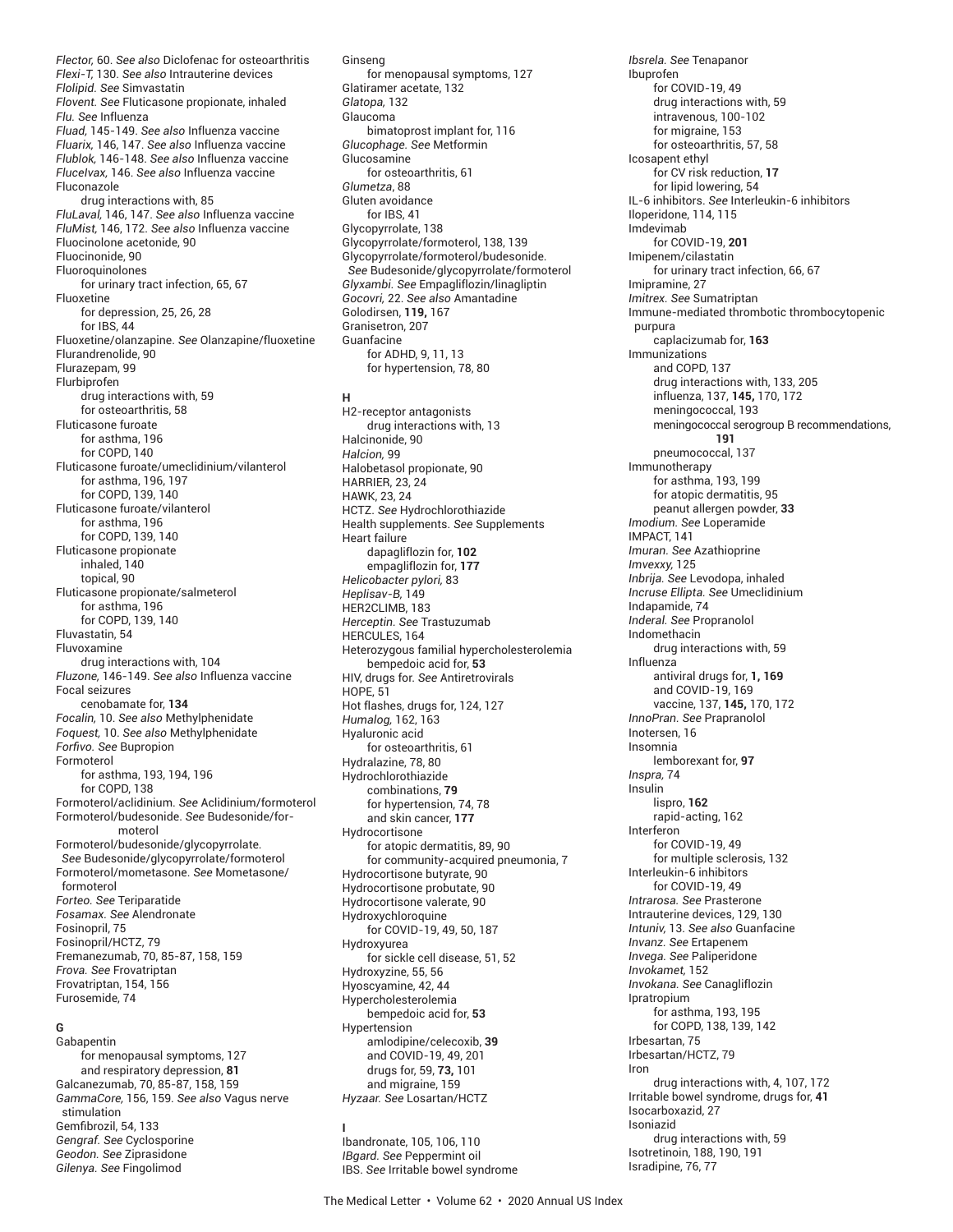*Flector,* 60. *See also* Diclofenac for osteoarthritis
*Flexi-T,* 130. *See also* Intrauterine devices
*Flolipid. See* Simvastatin
*Flovent. See* Fluticasone propionate, inhaled
*Flu. See* Influenza
*Fluad,* 145-149. *See also* Influenza vaccine
*Fluarix,* 146, 147. *See also* Influenza vaccine
*Flublok,* 146-148. *See also* Influenza vaccine
*Flucelvax,* 146. *See also* Influenza vaccine
Fluconazole
  drug interactions with, 85
*FluLaval,* 146, 147. *See also* Influenza vaccine
*FluMist,* 146, 172. *See also* Influenza vaccine
Fluocinolone acetonide, 90
Fluocinonide, 90
Fluoroquinolones
  for urinary tract infection, 65, 67
Fluoxetine
  for depression, 25, 26, 28
  for IBS, 44
Fluoxetine/olanzapine. *See* Olanzapine/fluoxetine
Flurandrenolide, 90
Flurazepam, 99
Flurbiprofen
  drug interactions with, 59
  for osteoarthritis, 58
Fluticasone furoate
  for asthma, 196
  for COPD, 140
Fluticasone furoate/umeclidinium/vilanterol
  for asthma, 196, 197
  for COPD, 139, 140
Fluticasone furoate/vilanterol
  for asthma, 196
  for COPD, 139, 140
Fluticasone propionate
  inhaled, 140
  topical, 90
Fluticasone propionate/salmeterol
  for asthma, 196
  for COPD, 139, 140
Fluvastatin, 54
Fluvoxamine
  drug interactions with, 104
*Fluzone,* 146-149. *See also* Influenza vaccine
Focal seizures
  cenobamate for, **134**
*Focalin,* 10. *See also* Methylphenidate
*Foquest,* 10. *See also* Methylphenidate
*Forfivo. See* Bupropion
Formoterol
  for asthma, 193, 194, 196
  for COPD, 138
Formoterol/aclidinium. *See* Aclidinium/formoterol
Formoterol/budesonide. *See* Budesonide/formoterol
Formoterol/budesonide/glycopyrrolate. *See* Budesonide/glycopyrrolate/formoterol
Formoterol/mometasone. *See* Mometasone/formoterol
*Forteo. See* Teriparatide
*Fosamax. See* Alendronate
Fosinopril, 75
Fosinopril/HCTZ, 79
Fremanezumab, 70, 85-87, 158, 159
*Frova. See* Frovatriptan
Frovatriptan, 154, 156
Furosemide, 74

**G**

Gabapentin
  for menopausal symptoms, 127
  and respiratory depression, **81**
Galcanezumab, 70, 85-87, 158, 159
*GammaCore,* 156, 159. *See also* Vagus nerve stimulation
Gemfibrozil, 54, 133
*Gengraf. See* Cyclosporine
*Geodon. See* Ziprasidone
*Gilenya. See* Fingolimod
Ginseng
  for menopausal symptoms, 127
Glatiramer acetate, 132
*Glatopa,* 132
Glaucoma
  bimatoprost implant for, 116
*Glucophage. See* Metformin
Glucosamine
  for osteoarthritis, 61
*Glumetza,* 88
Gluten avoidance
  for IBS, 41
Glycopyrrolate, 138
Glycopyrrolate/formoterol, 138, 139
Glycopyrrolate/formoterol/budesonide. *See* Budesonide/glycopyrrolate/formoterol
*Glyxambi. See* Empagliflozin/linagliptin
*Gocovri,* 22. *See also* Amantadine
Golodirsen, **119,** 167
Granisetron, 207
Guanfacine
  for ADHD, 9, 11, 13
  for hypertension, 78, 80

**H**

H2-receptor antagonists
  drug interactions with, 13
Halcinonide, 90
*Halcion,* 99
Halobetasol propionate, 90
HARRIER, 23, 24
HAWK, 23, 24
HCTZ. *See* Hydrochlorothiazide
Health supplements. *See* Supplements
Heart failure
  dapagliflozin for, **102**
  empagliflozin for, **177**
*Helicobacter pylori,* 83
*Heplisav-B,* 149
HER2CLIMB, 183
*Herceptin. See* Trastuzumab
HERCULES, 164
Heterozygous familial hypercholesterolemia
  bempedoic acid for, **53**
HIV, drugs for. *See* Antiretrovirals
HOPE, 51
Hot flashes, drugs for, 124, 127
*Humalog,* 162, 163
Hyaluronic acid
  for osteoarthritis, 61
Hydralazine, 78, 80
Hydrochlorothiazide
  combinations, **79**
  for hypertension, 74, 78
  and skin cancer, **177**
Hydrocortisone
  for atopic dermatitis, 89, 90
  for community-acquired pneumonia, 7
Hydrocortisone butyrate, 90
Hydrocortisone probutate, 90
Hydrocortisone valerate, 90
Hydroxychloroquine
  for COVID-19, 49, 50, 187
Hydroxyurea
  for sickle cell disease, 51, 52
Hydroxyzine, 55, 56
Hyoscyamine, 42, 44
Hypercholesterolemia
  bempedoic acid for, **53**
Hypertension
  amlodipine/celecoxib, **39**
  and COVID-19, 49, 201
  drugs for, 59, **73,** 101
  and migraine, 159
*Hyzaar. See* Losartan/HCTZ

**I**

Ibandronate, 105, 106, 110
*IBgard. See* Peppermint oil
IBS. *See* Irritable bowel syndrome
*Ibsrela. See* Tenapanor
Ibuprofen
  for COVID-19, 49
  drug interactions with, 59
  intravenous, 100-102
  for migraine, 153
  for osteoarthritis, 57, 58
Icosapent ethyl
  for CV risk reduction, **17**
  for lipid lowering, 54
IL-6 inhibitors. *See* Interleukin-6 inhibitors
Iloperidone, 114, 115
Imdevimab
  for COVID-19, **201**
Imipenem/cilastatin
  for urinary tract infection, 66, 67
Imipramine, 27
*Imitrex. See* Sumatriptan
Immune-mediated thrombotic thrombocytopenic purpura
  caplacizumab for, **163**
Immunizations
  and COPD, 137
  drug interactions with, 133, 205
  influenza, 137, **145,** 170, 172
  meningococcal, 193
  meningococcal serogroup B recommendations, **191**
  pneumococcal, 137
Immunotherapy
  for asthma, 193, 199
  for atopic dermatitis, 95
  peanut allergen powder, **33**
*Imodium. See* Loperamide
IMPACT, 141
*Imuran. See* Azathioprine
*Imvexxy,* 125
*Inbrija. See* Levodopa, inhaled
*Incruse Ellipta. See* Umeclidinium
Indapamide, 74
*Inderal. See* Propranolol
Indomethacin
  drug interactions with, 59
Influenza
  antiviral drugs for, **1, 169**
  and COVID-19, 169
  vaccine, 137, **145,** 170, 172
*InnoPran. See* Prapranolol
Inotersen, 16
Insomnia
  lemborexant for, **97**
*Inspra,* 74
Insulin
  lispro, **162**
  rapid-acting, 162
Interferon
  for COVID-19, 49
  for multiple sclerosis, 132
Interleukin-6 inhibitors
  for COVID-19, 49
*Intrarosa. See* Prasterone
Intrauterine devices, 129, 130
*Intuniv,* 13. *See also* Guanfacine
*Invanz. See* Ertapenem
*Invega. See* Paliperidone
*Invokamet,* 152
*Invokana. See* Canagliflozin
Ipratropium
  for asthma, 193, 195
  for COPD, 138, 139, 142
Irbesartan, 75
Irbesartan/HCTZ, 79
Iron
  drug interactions with, 4, 107, 172
Irritable bowel syndrome, drugs for, **41**
Isocarboxazid, 27
Isoniazid
  drug interactions with, 59
Isotretinoin, 188, 190, 191
Isradipine, 76, 77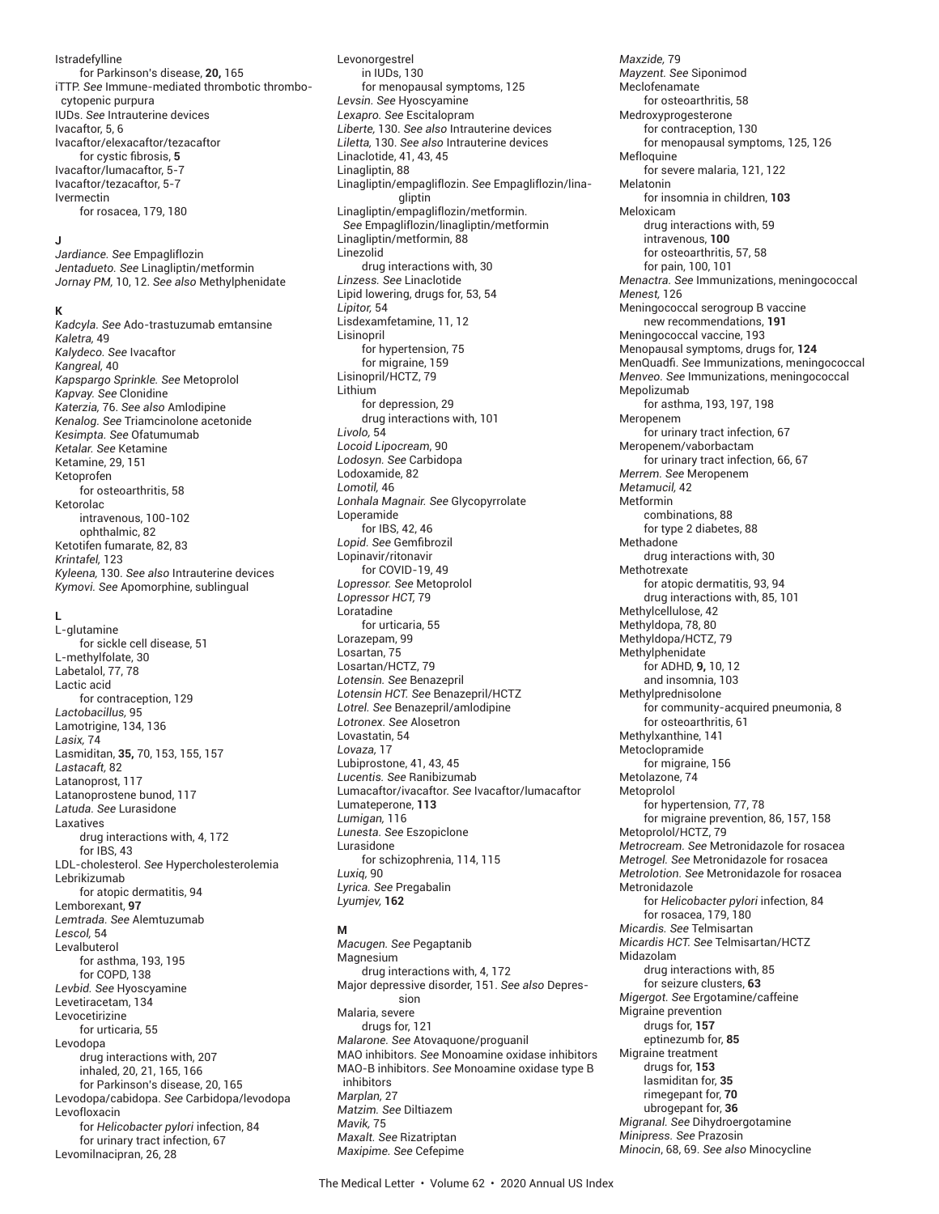Istradefylline
  for Parkinson's disease, **20,** 165
iTTP. *See* Immune-mediated thrombotic thrombocytopenic purpura
IUDs. *See* Intrauterine devices
Ivacaftor, 5, 6
Ivacaftor/elexacaftor/tezacaftor
  for cystic fibrosis, **5**
Ivacaftor/lumacaftor, 5-7
Ivacaftor/tezacaftor, 5-7
Ivermectin
  for rosacea, 179, 180

**J**

*Jardiance. See* Empagliflozin
*Jentadueto. See* Linagliptin/metformin
*Jornay PM,* 10, 12. *See also* Methylphenidate

**K**

*Kadcyla. See* Ado-trastuzumab emtansine
*Kaletra,* 49
*Kalydeco. See* Ivacaftor
*Kangreal,* 40
*Kapspargo Sprinkle. See* Metoprolol
*Kapvay. See* Clonidine
*Katerzia,* 76. *See also* Amlodipine
*Kenalog. See* Triamcinolone acetonide
*Kesimpta. See* Ofatumumab
*Ketalar. See* Ketamine
Ketamine, 29, 151
Ketoprofen
  for osteoarthritis, 58
Ketorolac
  intravenous, 100-102
  ophthalmic, 82
Ketotifen fumarate, 82, 83
*Krintafel,* 123
*Kyleena,* 130. *See also* Intrauterine devices
*Kymovi. See* Apomorphine, sublingual

**L**

L-glutamine
  for sickle cell disease, 51
L-methylfolate, 30
Labetalol, 77, 78
Lactic acid
  for contraception, 129
*Lactobacillus,* 95
Lamotrigine, 134, 136
*Lasix,* 74
Lasmiditan, **35,** 70, 153, 155, 157
*Lastacaft,* 82
Latanoprost, 117
Latanoprostene bunod, 117
*Latuda. See* Lurasidone
Laxatives
  drug interactions with, 4, 172
  for IBS, 43
LDL-cholesterol. *See* Hypercholesterolemia
Lebrikizumab
  for atopic dermatitis, 94
Lemborexant, **97**
*Lemtrada. See* Alemtuzumab
*Lescol,* 54
Levalbuterol
  for asthma, 193, 195
  for COPD, 138
*Levbid. See* Hyoscyamine
Levetiracetam, 134
Levocetirizine
  for urticaria, 55
Levodopa
  drug interactions with, 207
  inhaled, 20, 21, 165, 166
  for Parkinson's disease, 20, 165
Levodopa/cabidopa. *See* Carbidopa/levodopa
Levofloxacin
  for *Helicobacter pylori* infection, 84
  for urinary tract infection, 67
Levomilnacipran, 26, 28
Levonorgestrel
  in IUDs, 130
  for menopausal symptoms, 125
*Levsin. See* Hyoscyamine
*Lexapro. See* Escitalopram
*Liberte,* 130. *See also* Intrauterine devices
*Liletta,* 130. *See also* Intrauterine devices
Linaclotide, 41, 43, 45
Linagliptin, 88
Linagliptin/empagliflozin. *See* Empagliflozin/linagliptin
Linagliptin/empagliflozin/metformin. *See* Empagliflozin/linagliptin/metformin
Linagliptin/metformin, 88
Linezolid
  drug interactions with, 30
*Linzess. See* Linaclotide
Lipid lowering, drugs for, 53, 54
*Lipitor,* 54
Lisdexamfetamine, 11, 12
Lisinopril
  for hypertension, 75
  for migraine, 159
Lisinopril/HCTZ, 79
Lithium
  for depression, 29
  drug interactions with, 101
*Livolo,* 54
*Locoid Lipocream,* 90
*Lodosyn. See* Carbidopa
Lodoxamide, 82
*Lomotil,* 46
*Lonhala Magnair. See* Glycopyrrolate
Loperamide
  for IBS, 42, 46
*Lopid. See* Gemfibrozil
Lopinavir/ritonavir
  for COVID-19, 49
*Lopressor. See* Metoprolol
*Lopressor HCT,* 79
Loratadine
  for urticaria, 55
Lorazepam, 99
Losartan, 75
Losartan/HCTZ, 79
*Lotensin. See* Benazepril
*Lotensin HCT. See* Benazepril/HCTZ
*Lotrel. See* Benazepril/amlodipine
*Lotronex. See* Alosetron
Lovastatin, 54
*Lovaza,* 17
Lubiprostone, 41, 43, 45
*Lucentis. See* Ranibizumab
Lumacaftor/ivacaftor. *See* Ivacaftor/lumacaftor
Lumateperone, **113**
*Lumigan,* 116
*Lunesta. See* Eszopiclone
Lurasidone
  for schizophrenia, 114, 115
*Luxiq,* 90
*Lyrica. See* Pregabalin
*Lyumjev,* **162**

**M**

*Macugen. See* Pegaptanib
Magnesium
  drug interactions with, 4, 172
Major depressive disorder, 151. *See also* Depression
Malaria, severe
  drugs for, 121
*Malarone. See* Atovaquone/proguanil
MAO inhibitors. *See* Monoamine oxidase inhibitors
MAO-B inhibitors. *See* Monoamine oxidase type B inhibitors
*Marplan,* 27
*Matzim. See* Diltiazem
*Mavik,* 75
*Maxalt. See* Rizatriptan
*Maxipime. See* Cefepime
*Maxzide,* 79
*Mayzent. See* Siponimod
Meclofenamate
  for osteoarthritis, 58
Medroxyprogesterone
  for contraception, 130
  for menopausal symptoms, 125, 126
Mefloquine
  for severe malaria, 121, 122
Melatonin
  for insomnia in children, **103**
Meloxicam
  drug interactions with, 59
  intravenous, **100**
  for osteoarthritis, 57, 58
  for pain, 100, 101
*Menactra. See* Immunizations, meningococcal
*Menest,* 126
Meningococcal serogroup B vaccine
  new recommendations, **191**
Meningococcal vaccine, 193
Menopausal symptoms, drugs for, **124**
MenQuadfi. *See* Immunizations, meningococcal
*Menveo. See* Immunizations, meningococcal
Mepolizumab
  for asthma, 193, 197, 198
Meropenem
  for urinary tract infection, 67
Meropenem/vaborbactam
  for urinary tract infection, 66, 67
*Merrem. See* Meropenem
*Metamucil,* 42
Metformin
  combinations, 88
  for type 2 diabetes, 88
Methadone
  drug interactions with, 30
Methotrexate
  for atopic dermatitis, 93, 94
  drug interactions with, 85, 101
Methylcellulose, 42
Methyldopa, 78, 80
Methyldopa/HCTZ, 79
Methylphenidate
  for ADHD, **9,** 10, 12
  and insomnia, 103
Methylprednisolone
  for community-acquired pneumonia, 8
  for osteoarthritis, 61
Methylxanthine, 141
Metoclopramide
  for migraine, 156
Metolazone, 74
Metoprolol
  for hypertension, 77, 78
  for migraine prevention, 86, 157, 158
Metoprolol/HCTZ, 79
*Metrocream. See* Metronidazole for rosacea
*Metrogel. See* Metronidazole for rosacea
*Metrolotion. See* Metronidazole for rosacea
Metronidazole
  for *Helicobacter pylori* infection, 84
  for rosacea, 179, 180
*Micardis. See* Telmisartan
*Micardis HCT. See* Telmisartan/HCTZ
Midazolam
  drug interactions with, 85
  for seizure clusters, **63**
*Migergot. See* Ergotamine/caffeine
Migraine prevention
  drugs for, **157**
  eptinezumb for, **85**
Migraine treatment
  drugs for, **153**
  lasmiditan for, **35**
  rimegepant for, **70**
  ubrogepant for, **36**
*Migranal. See* Dihydroergotamine
*Minipress. See* Prazosin
*Minocin*, 68, 69. *See also* Minocycline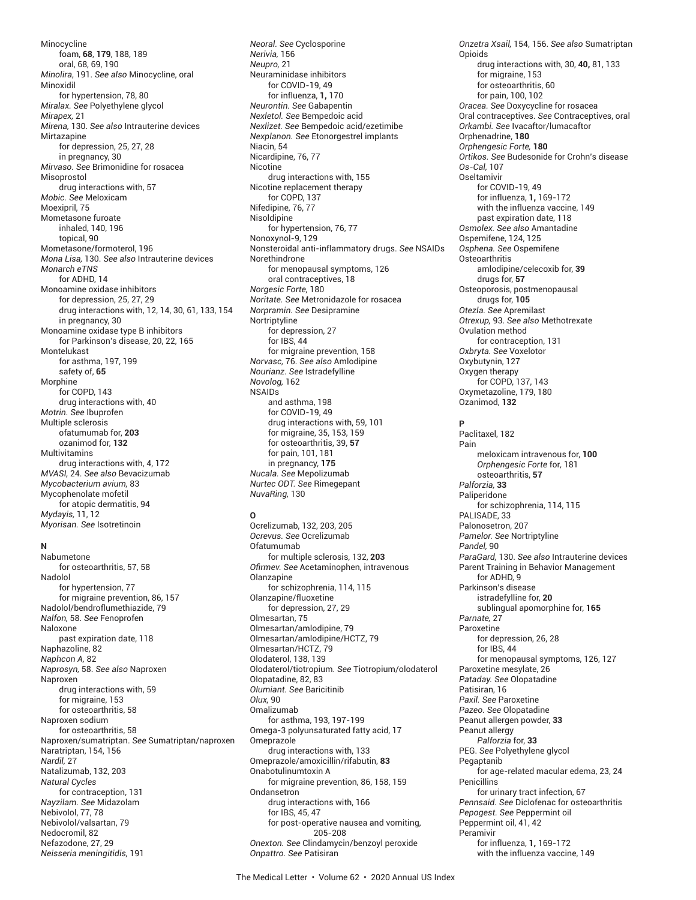Minocycline
  foam, **68**, **179**, 188, 189
  oral, 68, 69, 190
*Minolira*, 191. *See also* Minocycline, oral
Minoxidil
  for hypertension, 78, 80
*Miralax. See* Polyethylene glycol
*Mirapex*, 21
*Mirena*, 130. *See also* Intrauterine devices
Mirtazapine
  for depression, 25, 27, 28
  in pregnancy, 30
*Mirvaso. See* Brimonidine for rosacea
Misoprostol
  drug interactions with, 57
*Mobic. See* Meloxicam
Moexipril, 75
Mometasone furoate
  inhaled, 140, 196
  topical, 90
Mometasone/formoterol, 196
*Mona Lisa*, 130. *See also* Intrauterine devices
*Monarch eTNS*
  for ADHD, 14
Monoamine oxidase inhibitors
  for depression, 25, 27, 29
  drug interactions with, 12, 14, 30, 61, 133, 154
  in pregnancy, 30
Monoamine oxidase type B inhibitors
  for Parkinson's disease, 20, 22, 165
Montelukast
  for asthma, 197, 199
  safety of, **65**
Morphine
  for COPD, 143
  drug interactions with, 40
*Motrin. See* Ibuprofen
Multiple sclerosis
  ofatumumab for, **203**
  ozanimod for, **132**
Multivitamins
  drug interactions with, 4, 172
*MVASI*, 24. *See also* Bevacizumab
*Mycobacterium avium*, 83
Mycophenolate mofetil
  for atopic dermatitis, 94
*Mydayis*, 11, 12
*Myorisan. See* Isotretinoin

**N**

Nabumetone
  for osteoarthritis, 57, 58
Nadolol
  for hypertension, 77
  for migraine prevention, 86, 157
Nadolol/bendroflumethiazide, 79
*Nalfon*, 58. *See* Fenoprofen
Naloxone
  past expiration date, 118
Naphazoline, 82
*Naphcon A*, 82
*Naprosyn*, 58. *See also* Naproxen
Naproxen
  drug interactions with, 59
  for migraine, 153
  for osteoarthritis, 58
Naproxen sodium
  for osteoarthritis, 58
Naproxen/sumatriptan. *See* Sumatriptan/naproxen
Naratriptan, 154, 156
*Nardil*, 27
Natalizumab, 132, 203
*Natural Cycles*
  for contraception, 131
*Nayzilam. See* Midazolam
Nebivolol, 77, 78
Nebivolol/valsartan, 79
Nedocromil, 82
Nefazodone, 27, 29
*Neisseria meningitidis*, 191
*Neoral. See* Cyclosporine
*Nerivia*, 156
*Neupro*, 21
Neuraminidase inhibitors
  for COVID-19, 49
  for influenza, **1,** 170
*Neurontin. See* Gabapentin
*Nexletol. See* Bempedoic acid
*Nexlizet. See* Bempedoic acid/ezetimibe
*Nexplanon. See* Etonorgestrel implants
Niacin, 54
Nicardipine, 76, 77
Nicotine
  drug interactions with, 155
Nicotine replacement therapy
  for COPD, 137
Nifedipine, 76, 77
Nisoldipine
  for hypertension, 76, 77
Nonoxynol-9, 129
Nonsteroidal anti-inflammatory drugs. *See* NSAIDs
Norethindrone
  for menopausal symptoms, 126
  oral contraceptives, 18
*Norgesic Forte*, 180
*Noritate. See* Metronidazole for rosacea
*Norpramin. See* Desipramine
Nortriptyline
  for depression, 27
  for IBS, 44
  for migraine prevention, 158
*Norvasc*, 76. *See also* Amlodipine
*Nourianz. See* Istradefylline
*Novolog*, 162
NSAIDs
  and asthma, 198
  for COVID-19, 49
  drug interactions with, 59, 101
  for migraine, 35, 153, 159
  for osteoarthritis, 39, **57**
  for pain, 101, 181
  in pregnancy, **175**
*Nucala. See* Mepolizumab
*Nurtec ODT. See* Rimegepant
*NuvaRing*, 130

**O**

Ocrelizumab, 132, 203, 205
*Ocrevus. See* Ocrelizumab
Ofatumumab
  for multiple sclerosis, 132, **203**
*Ofirmev. See* Acetaminophen, intravenous
Olanzapine
  for schizophrenia, 114, 115
Olanzapine/fluoxetine
  for depression, 27, 29
Olmesartan, 75
Olmesartan/amlodipine, 79
Olmesartan/amlodipine/HCTZ, 79
Olmesartan/HCTZ, 79
Olodaterol, 138, 139
Olodaterol/tiotropium. *See* Tiotropium/olodaterol
Olopatadine, 82, 83
*Olumiant. See* Baricitinib
*Olux*, 90
Omalizumab
  for asthma, 193, 197-199
Omega-3 polyunsaturated fatty acid, 17
Omeprazole
  drug interactions with, 133
Omeprazole/amoxicillin/rifabutin, **83**
Onabotulinumtoxin A
  for migraine prevention, 86, 158, 159
Ondansetron
  drug interactions with, 166
  for IBS, 45, 47
  for post-operative nausea and vomiting, 205-208
*Onexton. See* Clindamycin/benzoyl peroxide
*Onpattro. See* Patisiran
*Onzetra Xsail*, 154, 156. *See also* Sumatriptan
Opioids
  drug interactions with, 30, **40,** 81, 133
  for migraine, 153
  for osteoarthritis, 60
  for pain, 100, 102
*Oracea. See* Doxycycline for rosacea
Oral contraceptives. *See* Contraceptives, oral
*Orkambi. See* Ivacaftor/lumacaftor
Orphenadrine, **180**
*Orphengesic Forte*, **180**
*Ortikos. See* Budesonide for Crohn's disease
*Os-Cal*, 107
Oseltamivir
  for COVID-19, 49
  for influenza, **1,** 169-172
  with the influenza vaccine, 149
  past expiration date, 118
*Osmolex. See also* Amantadine
Ospemifene, 124, 125
*Osphena. See* Ospemifene
Osteoarthritis
  amlodipine/celecoxib for, **39**
  drugs for, **57**
Osteoporosis, postmenopausal
  drugs for, **105**
*Otezla. See* Apremilast
*Otrexup*, 93. *See also* Methotrexate
Ovulation method
  for contraception, 131
*Oxbryta. See* Voxelotor
Oxybutynin, 127
Oxygen therapy
  for COPD, 137, 143
Oxymetazoline, 179, 180
Ozanimod, **132**

**P**

Paclitaxel, 182
Pain
  meloxicam intravenous for, **100**
  *Orphengesic Forte* for, 181
  osteoarthritis, **57**
*Palforzia*, **33**
Paliperidone
  for schizophrenia, 114, 115
PALISADE, 33
Palonosetron, 207
*Pamelor. See* Nortriptyline
*Pandel*, 90
*ParaGard*, 130. *See also* Intrauterine devices
Parent Training in Behavior Management
  for ADHD, 9
Parkinson's disease
  istradefylline for, **20**
  sublingual apomorphine for, **165**
*Parnate*, 27
Paroxetine
  for depression, 26, 28
  for IBS, 44
  for menopausal symptoms, 126, 127
Paroxetine mesylate, 26
*Pataday. See* Olopatadine
Patisiran, 16
*Paxil. See* Paroxetine
*Pazeo. See* Olopatadine
Peanut allergen powder, **33**
Peanut allergy
  *Palforzia* for, **33**
PEG. *See* Polyethylene glycol
Pegaptanib
  for age-related macular edema, 23, 24
Penicillins
  for urinary tract infection, 67
*Pennsaid. See* Diclofenac for osteoarthritis
*Pepogest. See* Peppermint oil
Peppermint oil, 41, 42
Peramivir
  for influenza, **1,** 169-172
  with the influenza vaccine, 149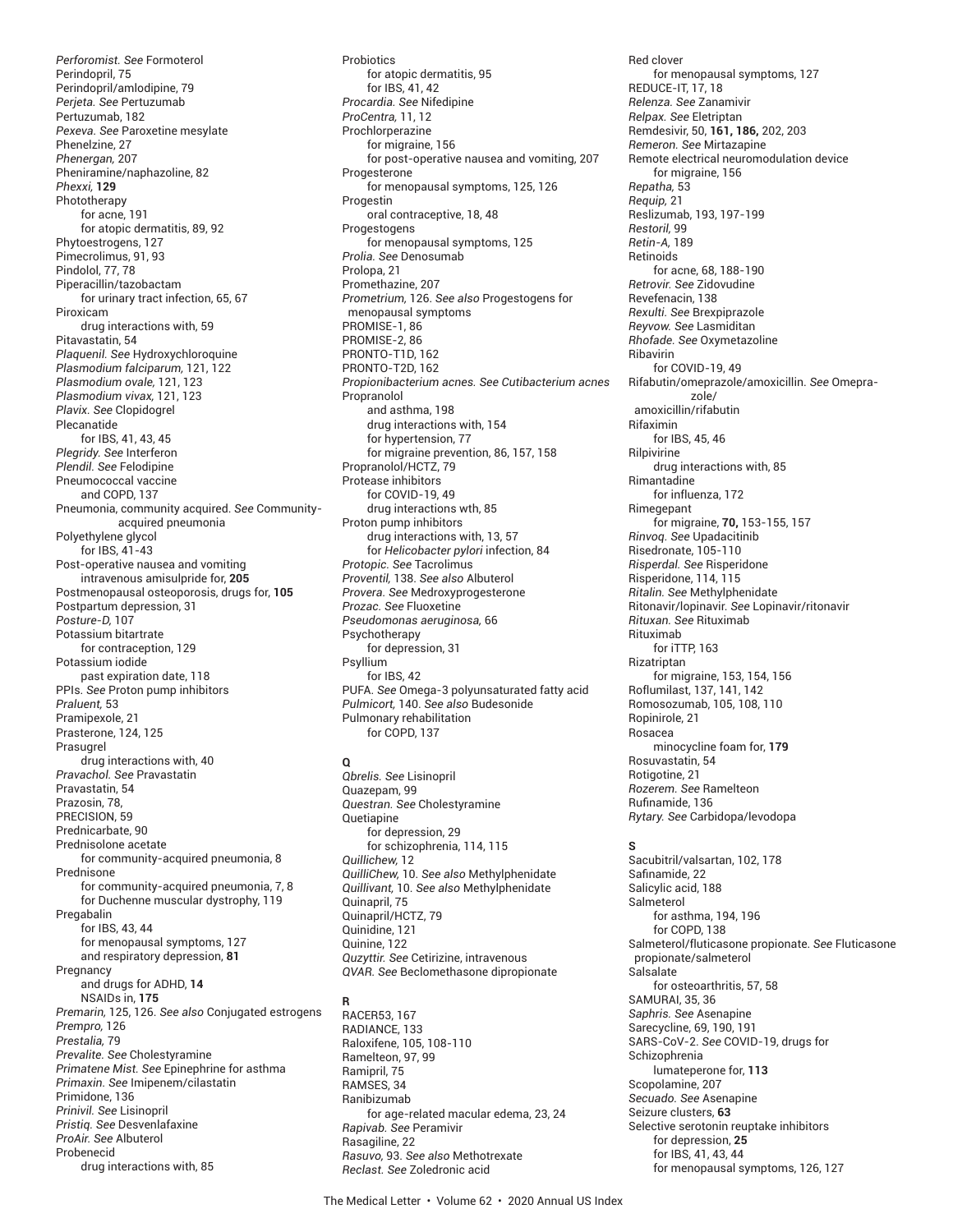*Perforomist. See* Formoterol
Perindopril, 75
Perindopril/amlodipine, 79
*Perjeta. See* Pertuzumab
Pertuzumab, 182
*Pexeva. See* Paroxetine mesylate
Phenelzine, 27
*Phenergan,* 207
Pheniramine/naphazoline, 82
*Phexxi,* **129**
Phototherapy
 for acne, 191
 for atopic dermatitis, 89, 92
Phytoestrogens, 127
Pimecrolimus, 91, 93
Pindolol, 77, 78
Piperacillin/tazobactam
 for urinary tract infection, 65, 67
Piroxicam
 drug interactions with, 59
Pitavastatin, 54
*Plaquenil. See* Hydroxychloroquine
*Plasmodium falciparum,* 121, 122
*Plasmodium ovale,* 121, 123
*Plasmodium vivax,* 121, 123
*Plavix. See* Clopidogrel
Plecanatide
 for IBS, 41, 43, 45
*Plegridy. See* Interferon
*Plendil. See* Felodipine
Pneumococcal vaccine
 and COPD, 137
Pneumonia, community acquired. *See* Community-acquired pneumonia
Polyethylene glycol
 for IBS, 41-43
Post-operative nausea and vomiting
 intravenous amisulpride for, **205**
Postmenopausal osteoporosis, drugs for, **105**
Postpartum depression, 31
*Posture-D,* 107
Potassium bitartrate
 for contraception, 129
Potassium iodide
 past expiration date, 118
PPIs. *See* Proton pump inhibitors
*Praluent,* 53
Pramipexole, 21
Prasterone, 124, 125
Prasugrel
 drug interactions with, 40
*Pravachol. See* Pravastatin
Pravastatin, 54
Prazosin, 78,
PRECISION, 59
Prednicarbate, 90
Prednisolone acetate
 for community-acquired pneumonia, 8
Prednisone
 for community-acquired pneumonia, 7, 8
 for Duchenne muscular dystrophy, 119
Pregabalin
 for IBS, 43, 44
 for menopausal symptoms, 127
 and respiratory depression, **81**
Pregnancy
 and drugs for ADHD, **14**
 NSAIDs in, **175**
*Premarin,* 125, 126. *See also* Conjugated estrogens
*Prempro,* 126
*Prestalia,* 79
*Prevalite. See* Cholestyramine
*Primatene Mist. See* Epinephrine for asthma
*Primaxin. See* Imipenem/cilastatin
Primidone, 136
*Prinivil. See* Lisinopril
*Pristiq. See* Desvenlafaxine
*ProAir. See* Albuterol
Probenecid
 drug interactions with, 85
Probiotics
 for atopic dermatitis, 95
 for IBS, 41, 42
*Procardia. See* Nifedipine
*ProCentra,* 11, 12
Prochlorperazine
 for migraine, 156
 for post-operative nausea and vomiting, 207
Progesterone
 for menopausal symptoms, 125, 126
Progestin
 oral contraceptive, 18, 48
Progestogens
 for menopausal symptoms, 125
*Prolia. See* Denosumab
Prolopa, 21
Promethazine, 207
*Prometrium,* 126. *See also* Progestogens for menopausal symptoms
PROMISE-1, 86
PROMISE-2, 86
PRONTO-T1D, 162
PRONTO-T2D, 162
*Propionibacterium acnes. See Cutibacterium acnes*
Propranolol
 and asthma, 198
 drug interactions with, 154
 for hypertension, 77
 for migraine prevention, 86, 157, 158
Propranolol/HCTZ, 79
Protease inhibitors
 for COVID-19, 49
 drug interactions wth, 85
Proton pump inhibitors
 drug interactions with, 13, 57
 for *Helicobacter pylori* infection, 84
*Protopic. See* Tacrolimus
*Proventil,* 138. *See also* Albuterol
*Provera. See* Medroxyprogesterone
*Prozac. See* Fluoxetine
*Pseudomonas aeruginosa,* 66
Psychotherapy
 for depression, 31
Psyllium
 for IBS, 42
PUFA. *See* Omega-3 polyunsaturated fatty acid
*Pulmicort,* 140. *See also* Budesonide
Pulmonary rehabilitation
 for COPD, 137

**Q**

*Qbrelis. See* Lisinopril
Quazepam, 99
*Questran. See* Cholestyramine
Quetiapine
 for depression, 29
 for schizophrenia, 114, 115
*Quillichew,* 12
*QuilliChew,* 10. *See also* Methylphenidate
*Quillivant,* 10. *See also* Methylphenidate
Quinapril, 75
Quinapril/HCTZ, 79
Quinidine, 121
Quinine, 122
*Quzyttir. See* Cetirizine, intravenous
*QVAR. See* Beclomethasone dipropionate

**R**

RACER53, 167
RADIANCE, 133
Raloxifene, 105, 108-110
Ramelteon, 97, 99
Ramipril, 75
RAMSES, 34
Ranibizumab
 for age-related macular edema, 23, 24
*Rapivab. See* Peramivir
Rasagiline, 22
*Rasuvo,* 93. *See also* Methotrexate
*Reclast. See* Zoledronic acid
Red clover
 for menopausal symptoms, 127
REDUCE-IT, 17, 18
*Relenza. See* Zanamivir
*Relpax. See* Eletriptan
Remdesivir, 50, **161, 186,** 202, 203
*Remeron. See* Mirtazapine
Remote electrical neuromodulation device
 for migraine, 156
*Repatha,* 53
*Requip,* 21
Reslizumab, 193, 197-199
*Restoril,* 99
*Retin-A,* 189
Retinoids
 for acne, 68, 188-190
*Retrovir. See* Zidovudine
Revefenacin, 138
*Rexulti. See* Brexpiprazole
*Reyvow. See* Lasmiditan
*Rhofade. See* Oxymetazoline
Ribavirin
 for COVID-19, 49
Rifabutin/omeprazole/amoxicillin. *See* Omeprazole/amoxicillin/rifabutin
Rifaximin
 for IBS, 45, 46
Rilpivirine
 drug interactions with, 85
Rimantadine
 for influenza, 172
Rimegepant
 for migraine, **70,** 153-155, 157
*Rinvoq. See* Upadacitinib
Risedronate, 105-110
*Risperdal. See* Risperidone
Risperidone, 114, 115
*Ritalin. See* Methylphenidate
Ritonavir/lopinavir. *See* Lopinavir/ritonavir
*Rituxan. See* Rituximab
Rituximab
 for iTTP, 163
Rizatriptan
 for migraine, 153, 154, 156
Roflumilast, 137, 141, 142
Romosozumab, 105, 108, 110
Ropinirole, 21
Rosacea
 minocycline foam for, **179**
Rosuvastatin, 54
Rotigotine, 21
*Rozerem. See* Ramelteon
Rufinamide, 136
*Rytary. See* Carbidopa/levodopa

**S**

Sacubitril/valsartan, 102, 178
Safinamide, 22
Salicylic acid, 188
Salmeterol
 for asthma, 194, 196
 for COPD, 138
Salmeterol/fluticasone propionate. *See* Fluticasone propionate/salmeterol
Salsalate
 for osteoarthritis, 57, 58
SAMURAI, 35, 36
*Saphris. See* Asenapine
Sarecycline, 69, 190, 191
SARS-CoV-2. *See* COVID-19, drugs for
Schizophrenia
 lumateperone for, **113**
Scopolamine, 207
*Secuado. See* Asenapine
Seizure clusters, **63**
Selective serotonin reuptake inhibitors
 for depression, **25**
 for IBS, 41, 43, 44
 for menopausal symptoms, 126, 127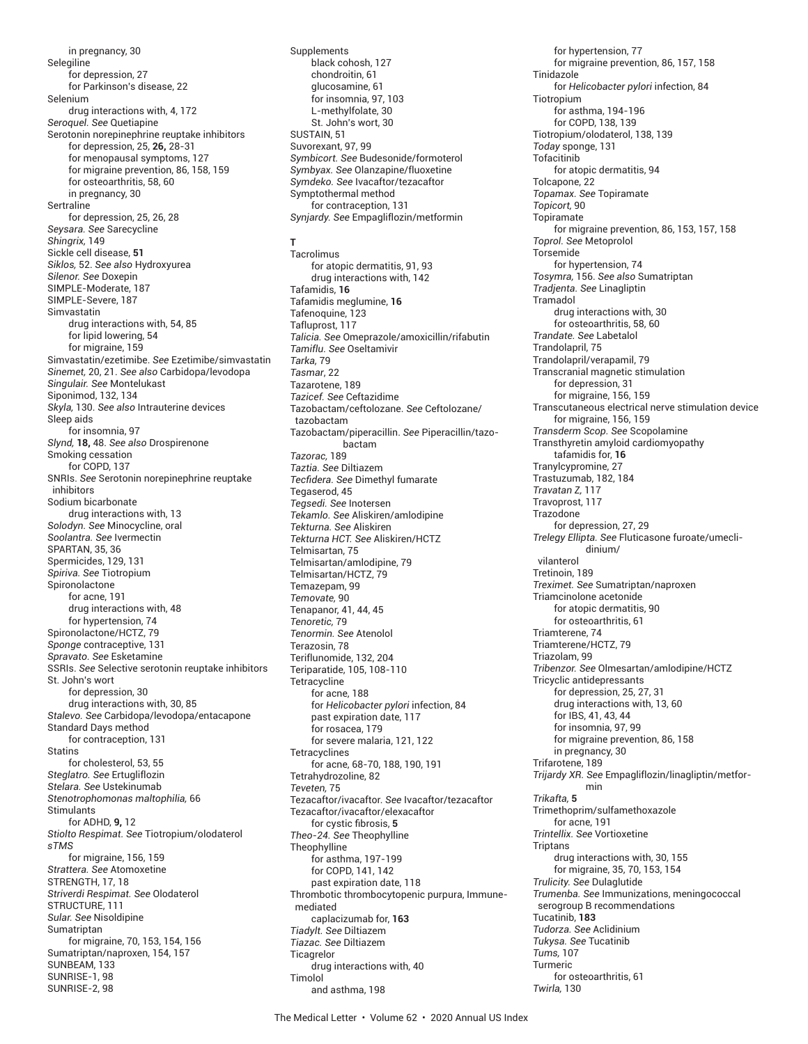in pregnancy, 30
Selegiline
  for depression, 27
  for Parkinson's disease, 22
Selenium
  drug interactions with, 4, 172
*Seroquel. See* Quetiapine
Serotonin norepinephrine reuptake inhibitors
  for depression, 25, **26,** 28-31
  for menopausal symptoms, 127
  for migraine prevention, 86, 158, 159
  for osteoarthritis, 58, 60
  in pregnancy, 30
Sertraline
  for depression, 25, 26, 28
*Seysara. See* Sarecycline
*Shingrix,* 149
Sickle cell disease, **51**
*Siklos,* 52. *See also* Hydroxyurea
*Silenor. See* Doxepin
SIMPLE-Moderate, 187
SIMPLE-Severe, 187
Simvastatin
  drug interactions with, 54, 85
  for lipid lowering, 54
  for migraine, 159
Simvastatin/ezetimibe. *See* Ezetimibe/simvastatin
*Sinemet,* 20, 21. *See also* Carbidopa/levodopa
*Singulair. See* Montelukast
Siponimod, 132, 134
*Skyla,* 130. *See also* Intrauterine devices
Sleep aids
  for insomnia, 97
*Slynd,* **18,** 48. *See also* Drospirenone
Smoking cessation
  for COPD, 137
SNRIs. *See* Serotonin norepinephrine reuptake inhibitors
Sodium bicarbonate
  drug interactions with, 13
*Solodyn. See* Minocycline, oral
*Soolantra. See* Ivermectin
SPARTAN, 35, 36
Spermicides, 129, 131
*Spiriva. See* Tiotropium
Spironolactone
  for acne, 191
  drug interactions with, 48
  for hypertension, 74
Spironolactone/HCTZ, 79
*Sponge* contraceptive, 131
*Spravato. See* Esketamine
SSRIs. *See* Selective serotonin reuptake inhibitors
St. John's wort
  for depression, 30
  drug interactions with, 30, 85
*Stalevo. See* Carbidopa/levodopa/entacapone
Standard Days method
  for contraception, 131
Statins
  for cholesterol, 53, 55
*Steglatro. See* Ertugliflozin
*Stelara. See* Ustekinumab
*Stenotrophomonas maltophilia,* 66
Stimulants
  for ADHD, **9,** 12
*Stiolto Respimat. See* Tiotropium/olodaterol
*sTMS*
  for migraine, 156, 159
*Strattera. See* Atomoxetine
STRENGTH, 17, 18
*Striverdi Respimat. See* Olodaterol
STRUCTURE, 111
*Sular. See* Nisoldipine
Sumatriptan
  for migraine, 70, 153, 154, 156
Sumatriptan/naproxen, 154, 157
SUNBEAM, 133
SUNRISE-1, 98
SUNRISE-2, 98
Supplements
  black cohosh, 127
  chondroitin, 61
  glucosamine, 61
  for insomnia, 97, 103
  L-methylfolate, 30
  St. John's wort, 30
SUSTAIN, 51
Suvorexant, 97, 99
*Symbicort. See* Budesonide/formoterol
*Symbyax. See* Olanzapine/fluoxetine
*Symdeko. See* Ivacaftor/tezacaftor
Symptothermal method
  for contraception, 131
*Synjardy. See* Empagliflozin/metformin

**T**

Tacrolimus
  for atopic dermatitis, 91, 93
  drug interactions with, 142
Tafamidis, **16**
Tafamidis meglumine, **16**
Tafenoquine, 123
Tafluprost, 117
*Talicia. See* Omeprazole/amoxicillin/rifabutin
*Tamiflu. See* Oseltamivir
*Tarka,* 79
*Tasmar,* 22
Tazarotene, 189
*Tazicef. See* Ceftazidime
Tazobactam/ceftolozane. *See* Ceftolozane/tazobactam
Tazobactam/piperacillin. *See* Piperacillin/tazobactam
*Tazorac,* 189
*Taztia. See* Diltiazem
*Tecfidera. See* Dimethyl fumarate
Tegaserod, 45
*Tegsedi. See* Inotersen
*Tekamlo. See* Aliskiren/amlodipine
*Tekturna. See* Aliskiren
*Tekturna HCT. See* Aliskiren/HCTZ
Telmisartan, 75
Telmisartan/amlodipine, 79
Telmisartan/HCTZ, 79
Temazepam, 99
*Temovate,* 90
Tenapanor, 41, 44, 45
*Tenoretic,* 79
*Tenormin. See* Atenolol
Terazosin, 78
Teriflunomide, 132, 204
Teriparatide, 105, 108-110
Tetracycline
  for acne, 188
  for *Helicobacter pylori* infection, 84
  past expiration date, 117
  for rosacea, 179
  for severe malaria, 121, 122
Tetracyclines
  for acne, 68-70, 188, 190, 191
Tetrahydrozoline, 82
*Teveten,* 75
Tezacaftor/ivacaftor. *See* Ivacaftor/tezacaftor
Tezacaftor/ivacaftor/elexacaftor
  for cystic fibrosis, **5**
*Theo-24. See* Theophylline
Theophylline
  for asthma, 197-199
  for COPD, 141, 142
  past expiration date, 118
Thrombotic thrombocytopenic purpura, Immune-mediated
  caplacizumab for, **163**
*Tiadylt. See* Diltiazem
*Tiazac. See* Diltiazem
Ticagrelor
  drug interactions with, 40
Timolol
  and asthma, 198
  for hypertension, 77
  for migraine prevention, 86, 157, 158
Tinidazole
  for *Helicobacter pylori* infection, 84
Tiotropium
  for asthma, 194-196
  for COPD, 138, 139
Tiotropium/olodaterol, 138, 139
*Today* sponge, 131
Tofacitinib
  for atopic dermatitis, 94
Tolcapone, 22
*Topamax. See* Topiramate
*Topicort,* 90
Topiramate
  for migraine prevention, 86, 153, 157, 158
*Toprol. See* Metoprolol
Torsemide
  for hypertension, 74
*Tosymra,* 156. *See also* Sumatriptan
*Tradjenta. See* Linagliptin
Tramadol
  drug interactions with, 30
  for osteoarthritis, 58, 60
*Trandate. See* Labetalol
Trandolapril, 75
Trandolapril/verapamil, 79
Transcranial magnetic stimulation
  for depression, 31
  for migraine, 156, 159
Transcutaneous electrical nerve stimulation device
  for migraine, 156, 159
*Transderm Scop. See* Scopolamine
Transthyretin amyloid cardiomyopathy
  tafamidis for, **16**
Tranylcypromine, 27
Trastuzumab, 182, 184
*Travatan Z,* 117
Travoprost, 117
Trazodone
  for depression, 27, 29
*Trelegy Ellipta. See* Fluticasone furoate/umeclidinium/vilanterol
Tretinoin, 189
*Treximet. See* Sumatriptan/naproxen
Triamcinolone acetonide
  for atopic dermatitis, 90
  for osteoarthritis, 61
Triamterene, 74
Triamterene/HCTZ, 79
Triazolam, 99
*Tribenzor. See* Olmesartan/amlodipine/HCTZ
Tricyclic antidepressants
  for depression, 25, 27, 31
  drug interactions with, 13, 60
  for IBS, 41, 43, 44
  for insomnia, 97, 99
  for migraine prevention, 86, 158
  in pregnancy, 30
Trifarotene, 189
*Trijardy XR. See* Empagliflozin/linagliptin/metformin
*Trikafta,* **5**
Trimethoprim/sulfamethoxazole
  for acne, 191
*Trintellix. See* Vortioxetine
Triptans
  drug interactions with, 30, 155
  for migraine, 35, 70, 153, 154
*Trulicity. See* Dulaglutide
*Trumenba. See* Immunizations, meningococcal serogroup B recommendations
Tucatinib, **183**
*Tudorza. See* Aclidinium
*Tukysa. See* Tucatinib
*Tums,* 107
Turmeric
  for osteoarthritis, 61
*Twirla,* 130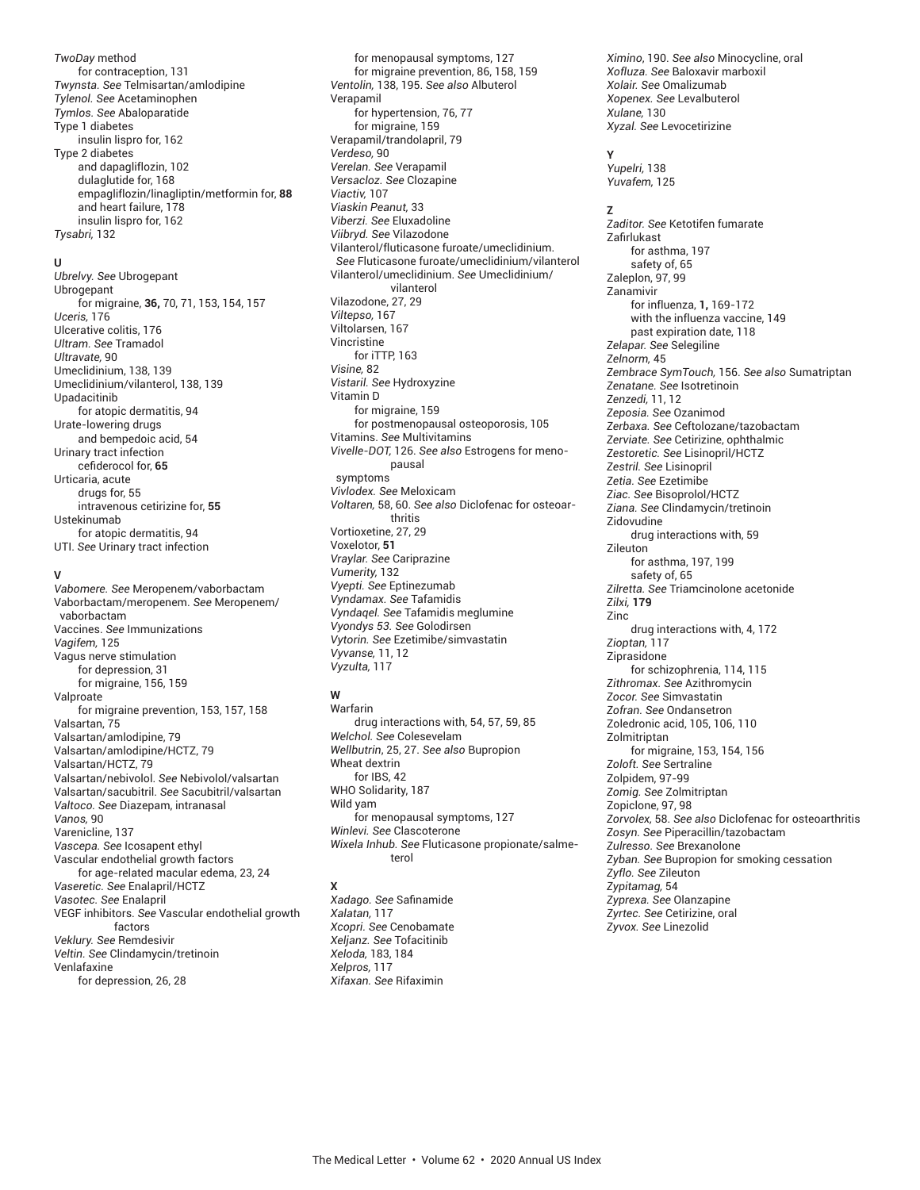*TwoDay* method
- for contraception, 131

*Twynsta. See* Telmisartan/amlodipine
*Tylenol. See* Acetaminophen
*Tymlos. See* Abaloparatide
Type 1 diabetes
- insulin lispro for, 162

Type 2 diabetes
- and dapagliflozin, 102
- dulaglutide for, 168
- empagliflozin/linagliptin/metformin for, **88**
- and heart failure, 178
- insulin lispro for, 162

*Tysabri,* 132

**U**

*Ubrelvy. See* Ubrogepant
Ubrogepant
- for migraine, **36,** 70, 71, 153, 154, 157

*Uceris,* 176
Ulcerative colitis, 176
*Ultram. See* Tramadol
*Ultravate,* 90
Umeclidinium, 138, 139
Umeclidinium/vilanterol, 138, 139
Upadacitinib
- for atopic dermatitis, 94

Urate-lowering drugs
- and bempedoic acid, 54

Urinary tract infection
- cefiderocol for, **65**

Urticaria, acute
- drugs for, 55
- intravenous cetirizine for, **55**

Ustekinumab
- for atopic dermatitis, 94

UTI. *See* Urinary tract infection

**V**

*Vabomere. See* Meropenem/vaborbactam
Vaborbactam/meropenem. *See* Meropenem/vaborbactam
Vaccines. *See* Immunizations
*Vagifem,* 125
Vagus nerve stimulation
- for depression, 31
- for migraine, 156, 159

Valproate
- for migraine prevention, 153, 157, 158

Valsartan, 75
Valsartan/amlodipine, 79
Valsartan/amlodipine/HCTZ, 79
Valsartan/HCTZ, 79
Valsartan/nebivolol. *See* Nebivolol/valsartan
Valsartan/sacubitril. *See* Sacubitril/valsartan
*Valtoco. See* Diazepam, intranasal
*Vanos,* 90
Varenicline, 137
*Vascepa. See* Icosapent ethyl
Vascular endothelial growth factors
- for age-related macular edema, 23, 24

*Vaseretic. See* Enalapril/HCTZ
*Vasotec. See* Enalapril
VEGF inhibitors. *See* Vascular endothelial growth factors
*Veklury. See* Remdesivir
*Veltin. See* Clindamycin/tretinoin
Venlafaxine
- for depression, 26, 28
- for menopausal symptoms, 127
- for migraine prevention, 86, 158, 159

*Ventolin,* 138, 195. *See also* Albuterol
Verapamil
- for hypertension, 76, 77
- for migraine, 159

Verapamil/trandolapril, 79
*Verdeso,* 90
*Verelan. See* Verapamil
*Versacloz. See* Clozapine
*Viactiv,* 107
*Viaskin Peanut,* 33
*Viberzi. See* Eluxadoline
*Viibryd. See* Vilazodone
Vilanterol/fluticasone furoate/umeclidinium. *See* Fluticasone furoate/umeclidinium/vilanterol
Vilanterol/umeclidinium. *See* Umeclidinium/vilanterol
Vilazodone, 27, 29
*Viltepso,* 167
Viltolarsen, 167
Vincristine
- for iTTP, 163

*Visine,* 82
*Vistaril. See* Hydroxyzine
Vitamin D
- for migraine, 159
- for postmenopausal osteoporosis, 105

Vitamins. *See* Multivitamins
*Vivelle-DOT,* 126. *See also* Estrogens for menopausal symptoms
*Vivlodex. See* Meloxicam
*Voltaren,* 58, 60. *See also* Diclofenac for osteoarthritis
Vortioxetine, 27, 29
Voxelotor, **51**
*Vraylar. See* Cariprazine
*Vumerity,* 132
*Vyepti. See* Eptinezumab
*Vyndamax. See* Tafamidis
*Vyndaqel. See* Tafamidis meglumine
*Vyondys 53. See* Golodirsen
*Vytorin. See* Ezetimibe/simvastatin
*Vyvanse,* 11, 12
*Vyzulta,* 117

**W**

Warfarin
- drug interactions with, 54, 57, 59, 85

*Welchol. See* Colesevelam
*Wellbutrin,* 25, 27. *See also* Bupropion
Wheat dextrin
- for IBS, 42

WHO Solidarity, 187
Wild yam
- for menopausal symptoms, 127

*Winlevi. See* Clascoterone
*Wixela Inhub. See* Fluticasone propionate/salmeterol

**X**

*Xadago. See* Safinamide
*Xalatan,* 117
*Xcopri. See* Cenobamate
*Xeljanz. See* Tofacitinib
*Xeloda,* 183, 184
*Xelpros,* 117
*Xifaxan. See* Rifaximin
*Ximino,* 190. *See also* Minocycline, oral
*Xofluza. See* Baloxavir marboxil
*Xolair. See* Omalizumab
*Xopenex. See* Levalbuterol
*Xulane,* 130
*Xyzal. See* Levocetirizine

**Y**

*Yupelri,* 138
*Yuvafem,* 125

**Z**

*Zaditor. See* Ketotifen fumarate
Zafirlukast
- for asthma, 197
- safety of, 65

Zaleplon, 97, 99
Zanamivir
- for influenza, **1,** 169-172
- with the influenza vaccine, 149
- past expiration date, 118

*Zelapar. See* Selegiline
*Zelnorm,* 45
*Zembrace SymTouch,* 156. *See also* Sumatriptan
*Zenatane. See* Isotretinoin
*Zenzedi,* 11, 12
*Zeposia. See* Ozanimod
*Zerbaxa. See* Ceftolozane/tazobactam
*Zerviate. See* Cetirizine, ophthalmic
*Zestoretic. See* Lisinopril/HCTZ
*Zestril. See* Lisinopril
*Zetia. See* Ezetimibe
*Ziac. See* Bisoprolol/HCTZ
*Ziana. See* Clindamycin/tretinoin
Zidovudine
- drug interactions with, 59

Zileuton
- for asthma, 197, 199
- safety of, 65

*Zilretta. See* Triamcinolone acetonide
*Zilxi,* **179**
Zinc
- drug interactions with, 4, 172

*Zioptan,* 117
Ziprasidone
- for schizophrenia, 114, 115

*Zithromax. See* Azithromycin
*Zocor. See* Simvastatin
*Zofran. See* Ondansetron
Zoledronic acid, 105, 106, 110
Zolmitriptan
- for migraine, 153, 154, 156

*Zoloft. See* Sertraline
Zolpidem, 97-99
*Zomig. See* Zolmitriptan
Zopiclone, 97, 98
*Zorvolex,* 58. *See also* Diclofenac for osteoarthritis
*Zosyn. See* Piperacillin/tazobactam
*Zulresso. See* Brexanolone
*Zyban. See* Bupropion for smoking cessation
*Zyflo. See* Zileuton
*Zypitamag,* 54
*Zyprexa. See* Olanzapine
*Zyrtec. See* Cetirizine, oral
*Zyvox. See* Linezolid